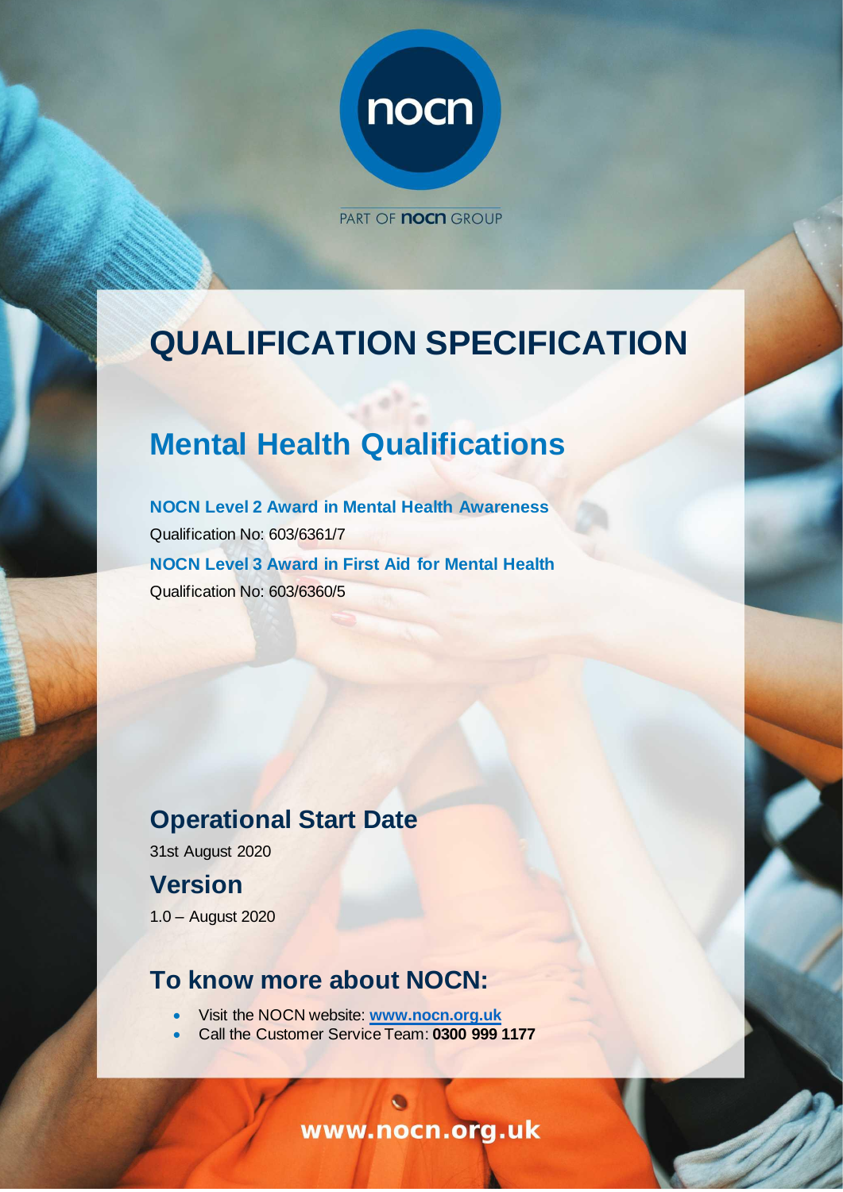nocn

PART OF nocn GROUP

# QUALIFICATION SPECIFICATION

## Mental Health Qualifications

**NOCN Level 2 Award in Mental Health Awareness**

Qualification No: 603/6361/7

**NOCN Level 3 Award in First Aid for Mental Health**

Qualification No: 603/6360/5

## Operational Start Date

31st August 2020

## Version

1.0 – August 2020

## To know more about NOCN:

- Visit the NOCN website: **www.nocn.org.uk**
- Call the Customer Service Team: **0300 999 1177**

www.nocn.org.uk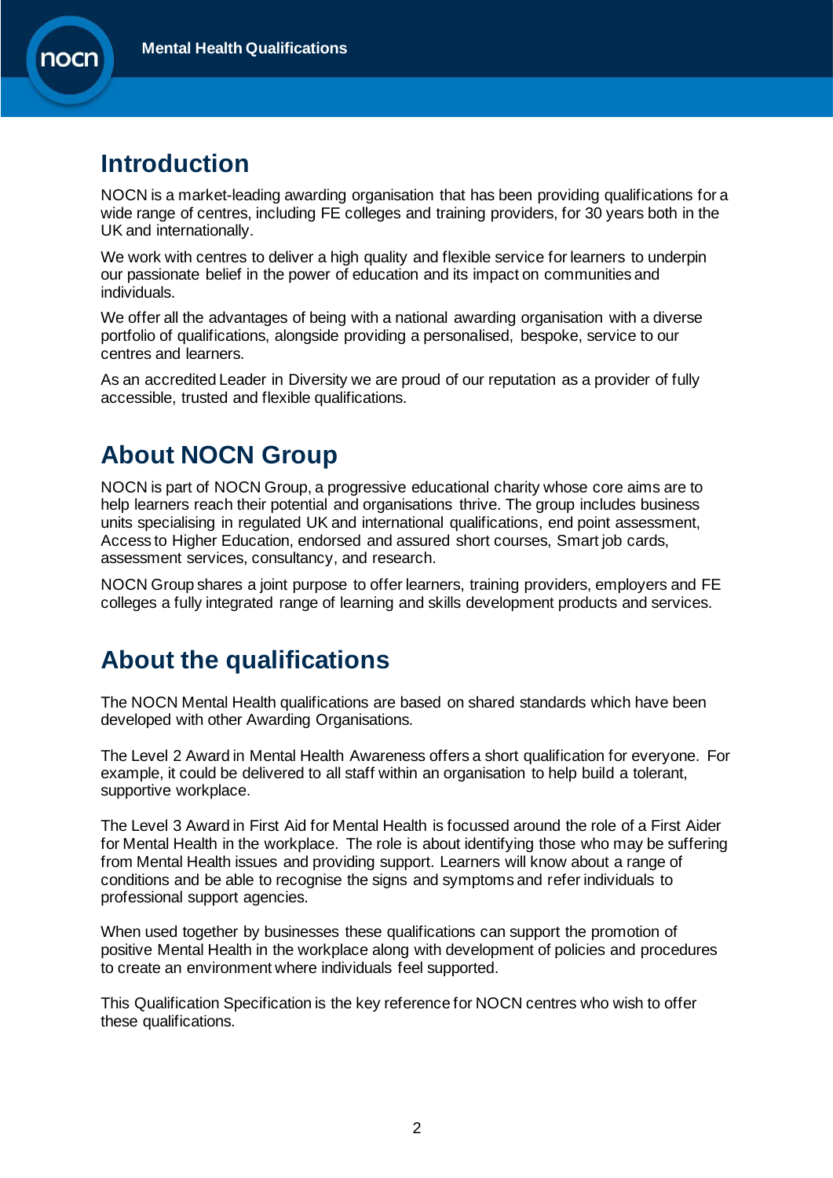## Introduction

NOCN is a market-leading awarding organisation that has been providing qualifications for a wide range of centres, including FE colleges and training providers, for 30 years both in the UK and internationally.

We work with centres to deliver a high quality and flexible service for learners to underpin our passionate belief in the power of education and its impact on communities and individuals.

We offer all the advantages of being with a national awarding organisation with a diverse portfolio of qualifications, alongside providing a personalised, bespoke, service to our centres and learners.

As an accredited Leader in Diversity we are proud of our reputation as a provider of fully accessible, trusted and flexible qualifications.

## About NOCN Group

NOCN is part of NOCN Group, a progressive educational charity whose core aims are to help learners reach their potential and organisations thrive. The group includes business units specialising in regulated UK and international qualifications, end point assessment, Access to Higher Education, endorsed and assured short courses, Smart job cards, assessment services, consultancy, and research.

NOCN Group shares a joint purpose to offer learners, training providers, employers and FE colleges a fully integrated range of learning and skills development products and services.

## About the qualifications

The NOCN Mental Health qualifications are based on shared standards which have been developed with other Awarding Organisations.

The Level 2 Award in Mental Health Awareness offers a short qualification for everyone. For example, it could be delivered to all staff within an organisation to help build a tolerant, supportive workplace.

The Level 3 Award in First Aid for Mental Health is focussed around the role of a First Aider for Mental Health in the workplace. The role is about identifying those who may be suffering from Mental Health issues and providing support. Learners will know about a range of conditions and be able to recognise the signs and symptoms and refer individuals to professional support agencies.

When used together by businesses these qualifications can support the promotion of positive Mental Health in the workplace along with development of policies and procedures to create an environment where individuals feel supported.

This Qualification Specification is the key reference for NOCN centres who wish to offer these qualifications.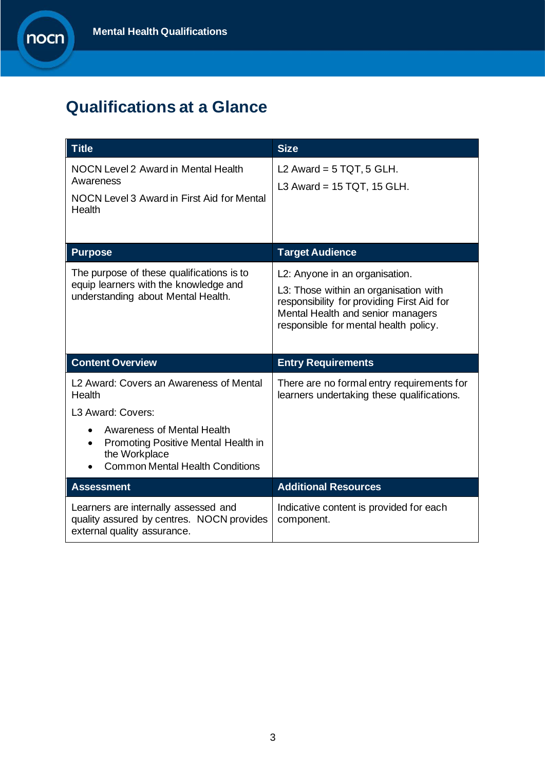## Qualifications at a Glance

| Title | Size |
|---|---|
| NOCN Level 2 Award in Mental Health Awareness<br><br>NOCN Level 3 Award in First Aid for Mental Health | L2 Award = 5 TQT, 5 GLH.<br><br>L3 Award = 15 TQT, 15 GLH. |
| **Purpose** | **Target Audience** |
| The purpose of these qualifications is to equip learners with the knowledge and understanding about Mental Health. | L2: Anyone in an organisation.<br><br>L3: Those within an organisation with responsibility for providing First Aid for Mental Health and senior managers responsible for mental health policy. |
| **Content Overview** | **Entry Requirements** |
| L2 Award: Covers an Awareness of Mental Health<br><br>L3 Award: Covers:<br>• Awareness of Mental Health<br>• Promoting Positive Mental Health in the Workplace<br>• Common Mental Health Conditions | There are no formal entry requirements for learners undertaking these qualifications. |
| **Assessment** | **Additional Resources** |
| Learners are internally assessed and quality assured by centres. NOCN provides external quality assurance. | Indicative content is provided for each component. |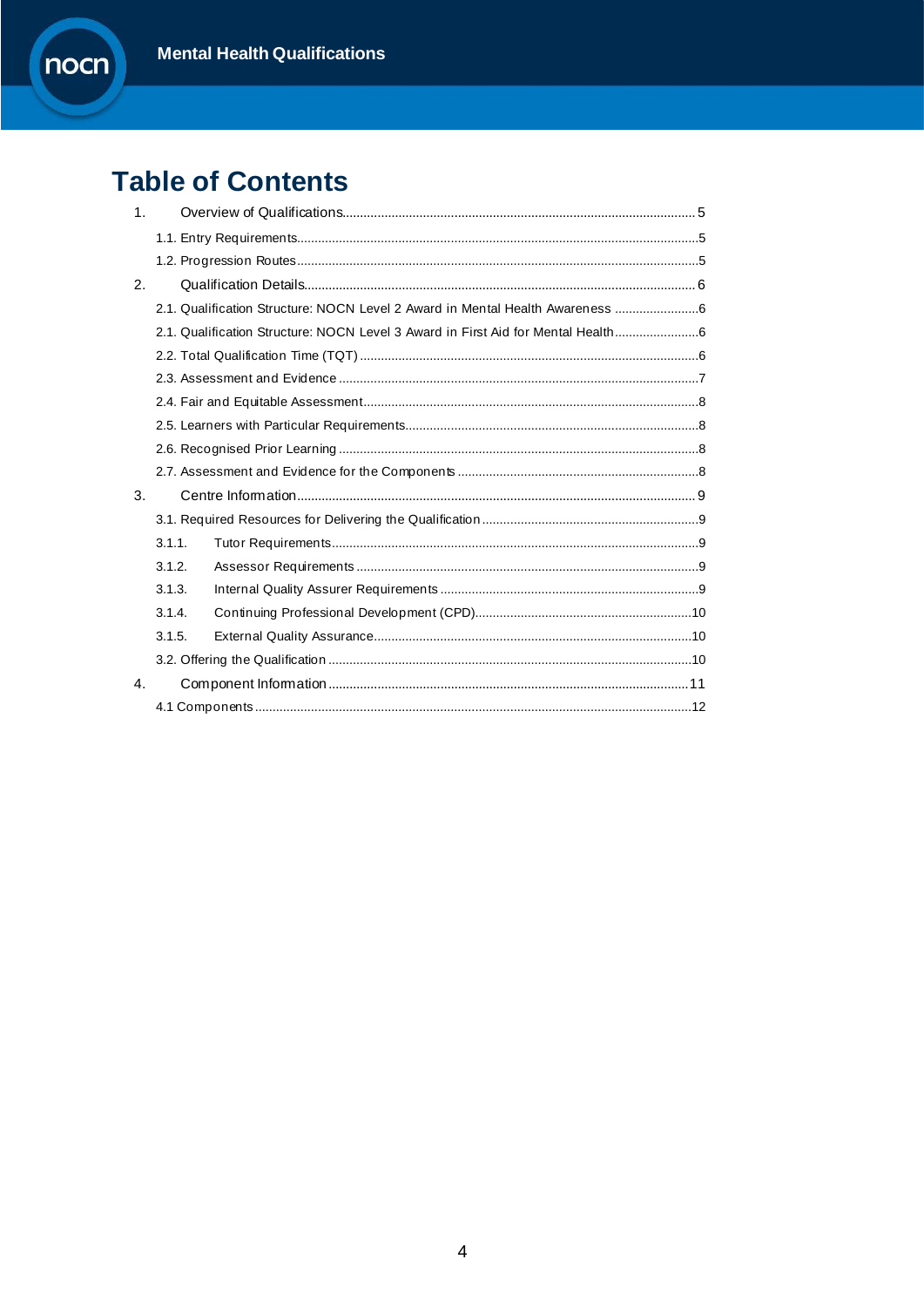# Table of Contents

1. Overview of Qualifications ..... 5
   - 1.1. Entry Requirements ..... 5
   - 1.2. Progression Routes ..... 5
2. Qualification Details ..... 6
   - 2.1. Qualification Structure: NOCN Level 2 Award in Mental Health Awareness ..... 6
   - 2.1. Qualification Structure: NOCN Level 3 Award in First Aid for Mental Health ..... 6
   - 2.2. Total Qualification Time (TQT) ..... 6
   - 2.3. Assessment and Evidence ..... 7
   - 2.4. Fair and Equitable Assessment ..... 8
   - 2.5. Learners with Particular Requirements ..... 8
   - 2.6. Recognised Prior Learning ..... 8
   - 2.7. Assessment and Evidence for the Components ..... 8
3. Centre Information ..... 9
   - 3.1. Required Resources for Delivering the Qualification ..... 9
   - 3.1.1. Tutor Requirements ..... 9
   - 3.1.2. Assessor Requirements ..... 9
   - 3.1.3. Internal Quality Assurer Requirements ..... 9
   - 3.1.4. Continuing Professional Development (CPD) ..... 10
   - 3.1.5. External Quality Assurance ..... 10
   - 3.2. Offering the Qualification ..... 10
4. Component Information ..... 11
   - 4.1 Components ..... 12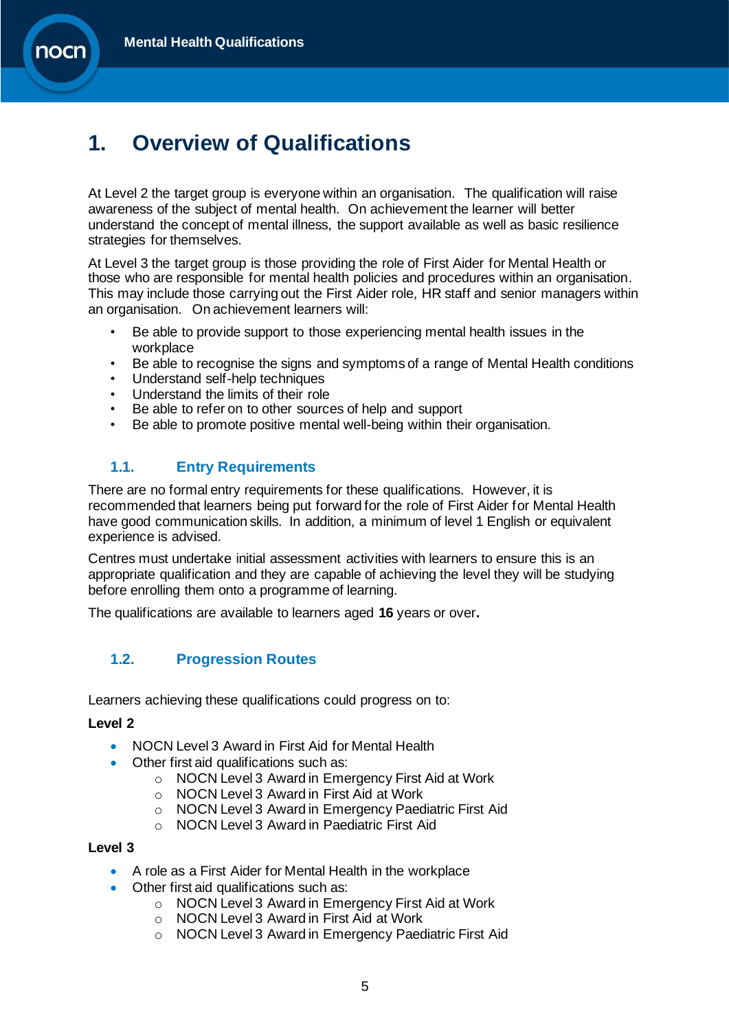# 1. Overview of Qualifications

At Level 2 the target group is everyone within an organisation. The qualification will raise awareness of the subject of mental health. On achievement the learner will better understand the concept of mental illness, the support available as well as basic resilience strategies for themselves.

At Level 3 the target group is those providing the role of First Aider for Mental Health or those who are responsible for mental health policies and procedures within an organisation. This may include those carrying out the First Aider role, HR staff and senior managers within an organisation. On achievement learners will:

- Be able to provide support to those experiencing mental health issues in the workplace
- Be able to recognise the signs and symptoms of a range of Mental Health conditions
- Understand self-help techniques
- Understand the limits of their role
- Be able to refer on to other sources of help and support
- Be able to promote positive mental well-being within their organisation.

## 1.1. Entry Requirements

There are no formal entry requirements for these qualifications. However, it is recommended that learners being put forward for the role of First Aider for Mental Health have good communication skills. In addition, a minimum of level 1 English or equivalent experience is advised.

Centres must undertake initial assessment activities with learners to ensure this is an appropriate qualification and they are capable of achieving the level they will be studying before enrolling them onto a programme of learning.

The qualifications are available to learners aged **16** years or over**.**

## 1.2. Progression Routes

Learners achieving these qualifications could progress on to:

**Level 2**

- NOCN Level 3 Award in First Aid for Mental Health
- Other first aid qualifications such as:
  - NOCN Level 3 Award in Emergency First Aid at Work
  - NOCN Level 3 Award in First Aid at Work
  - NOCN Level 3 Award in Emergency Paediatric First Aid
  - NOCN Level 3 Award in Paediatric First Aid

**Level 3**

- A role as a First Aider for Mental Health in the workplace
- Other first aid qualifications such as:
  - NOCN Level 3 Award in Emergency First Aid at Work
  - NOCN Level 3 Award in First Aid at Work
  - NOCN Level 3 Award in Emergency Paediatric First Aid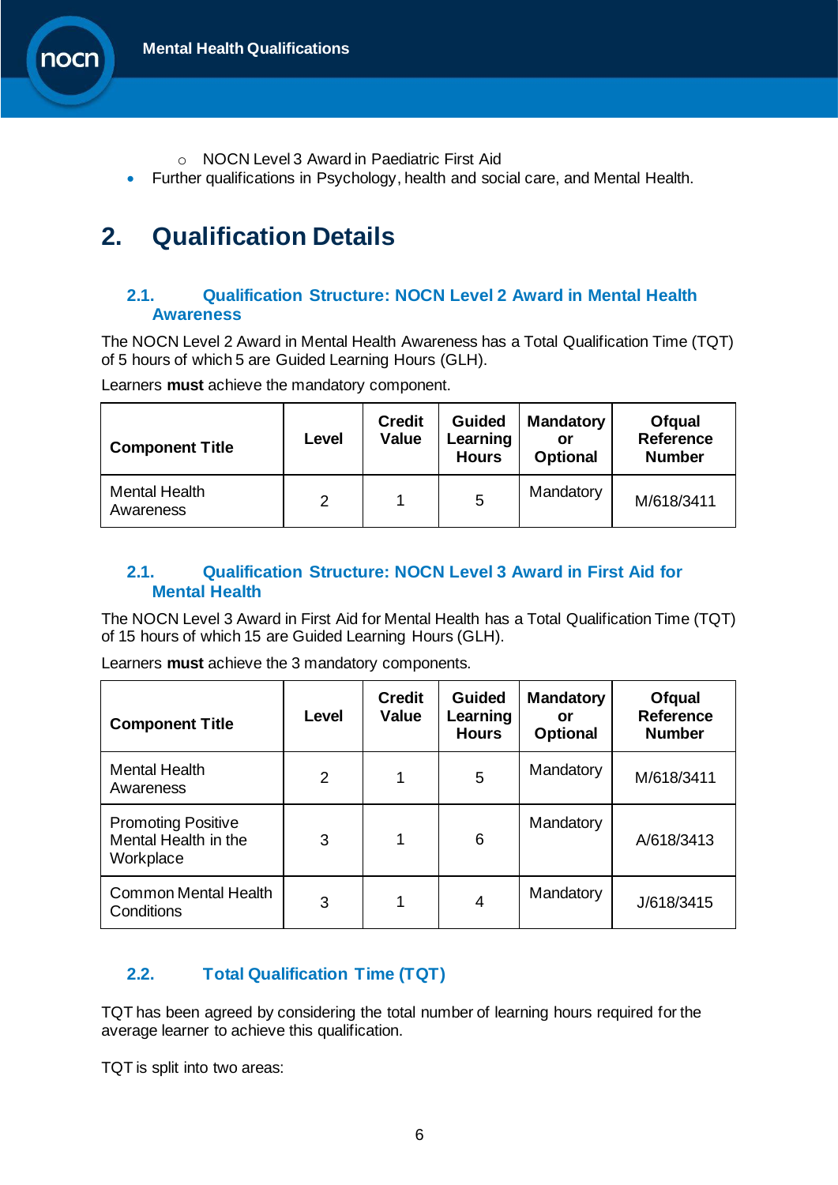- NOCN Level 3 Award in Paediatric First Aid
- Further qualifications in Psychology, health and social care, and Mental Health.

# 2. Qualification Details

## 2.1. Qualification Structure: NOCN Level 2 Award in Mental Health Awareness

The NOCN Level 2 Award in Mental Health Awareness has a Total Qualification Time (TQT) of 5 hours of which 5 are Guided Learning Hours (GLH).

Learners **must** achieve the mandatory component.

| Component Title | Level | Credit Value | Guided Learning Hours | Mandatory or Optional | Ofqual Reference Number |
|---|---|---|---|---|---|
| Mental Health Awareness | 2 | 1 | 5 | Mandatory | M/618/3411 |

## 2.1. Qualification Structure: NOCN Level 3 Award in First Aid for Mental Health

The NOCN Level 3 Award in First Aid for Mental Health has a Total Qualification Time (TQT) of 15 hours of which 15 are Guided Learning Hours (GLH).

Learners **must** achieve the 3 mandatory components.

| Component Title | Level | Credit Value | Guided Learning Hours | Mandatory or Optional | Ofqual Reference Number |
|---|---|---|---|---|---|
| Mental Health Awareness | 2 | 1 | 5 | Mandatory | M/618/3411 |
| Promoting Positive Mental Health in the Workplace | 3 | 1 | 6 | Mandatory | A/618/3413 |
| Common Mental Health Conditions | 3 | 1 | 4 | Mandatory | J/618/3415 |

## 2.2. Total Qualification Time (TQT)

TQT has been agreed by considering the total number of learning hours required for the average learner to achieve this qualification.

TQT is split into two areas: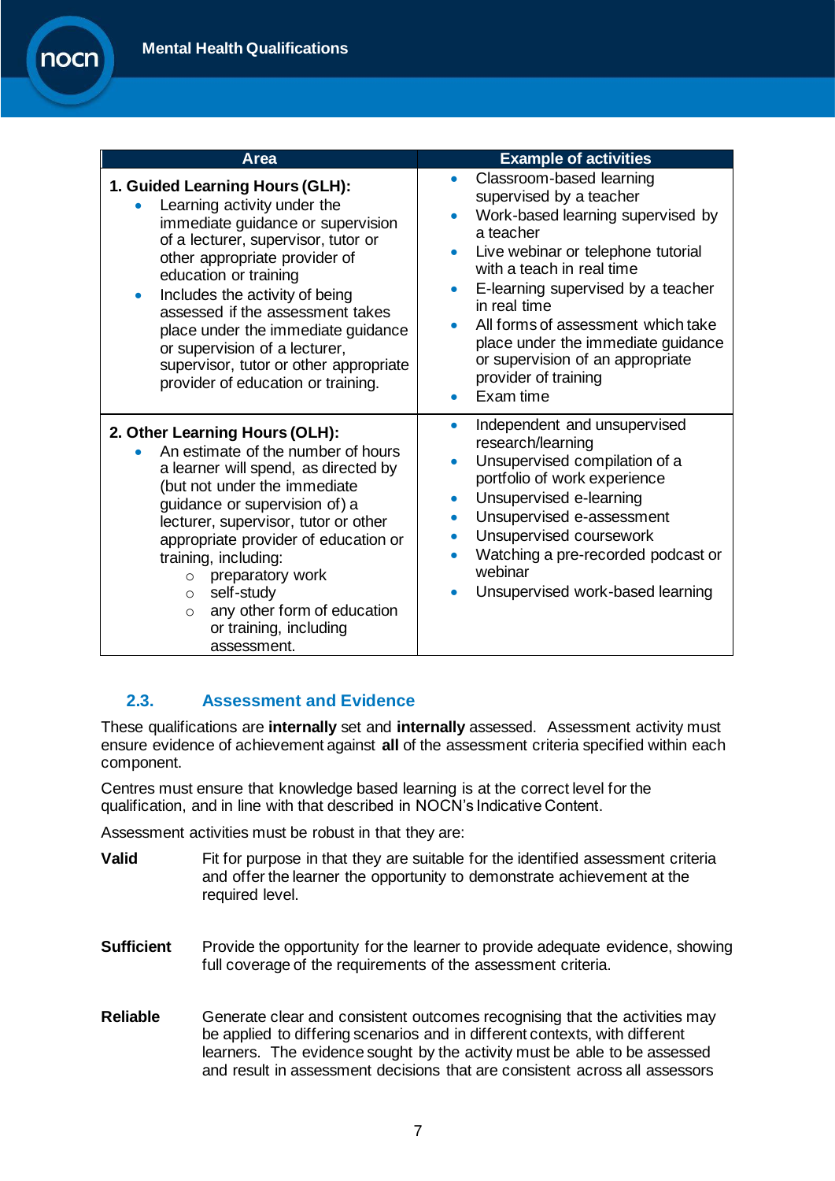| Area | Example of activities |
|---|---|
| **1. Guided Learning Hours (GLH):** <br>• Learning activity under the immediate guidance or supervision of a lecturer, supervisor, tutor or other appropriate provider of education or training <br>• Includes the activity of being assessed if the assessment takes place under the immediate guidance or supervision of a lecturer, supervisor, tutor or other appropriate provider of education or training. | • Classroom-based learning supervised by a teacher <br>• Work-based learning supervised by a teacher <br>• Live webinar or telephone tutorial with a teach in real time <br>• E-learning supervised by a teacher in real time <br>• All forms of assessment which take place under the immediate guidance or supervision of an appropriate provider of training <br>• Exam time |
| **2. Other Learning Hours (OLH):** <br>• An estimate of the number of hours a learner will spend, as directed by (but not under the immediate guidance or supervision of) a lecturer, supervisor, tutor or other appropriate provider of education or training, including: <br>&nbsp;&nbsp;○ preparatory work <br>&nbsp;&nbsp;○ self-study <br>&nbsp;&nbsp;○ any other form of education or training, including assessment. | • Independent and unsupervised research/learning <br>• Unsupervised compilation of a portfolio of work experience <br>• Unsupervised e-learning <br>• Unsupervised e-assessment <br>• Unsupervised coursework <br>• Watching a pre-recorded podcast or webinar <br>• Unsupervised work-based learning |

## 2.3. Assessment and Evidence

These qualifications are **internally** set and **internally** assessed. Assessment activity must ensure evidence of achievement against **all** of the assessment criteria specified within each component.

Centres must ensure that knowledge based learning is at the correct level for the qualification, and in line with that described in NOCN's Indicative Content.

Assessment activities must be robust in that they are:

**Valid** Fit for purpose in that they are suitable for the identified assessment criteria and offer the learner the opportunity to demonstrate achievement at the required level.

**Sufficient** Provide the opportunity for the learner to provide adequate evidence, showing full coverage of the requirements of the assessment criteria.

**Reliable** Generate clear and consistent outcomes recognising that the activities may be applied to differing scenarios and in different contexts, with different learners. The evidence sought by the activity must be able to be assessed and result in assessment decisions that are consistent across all assessors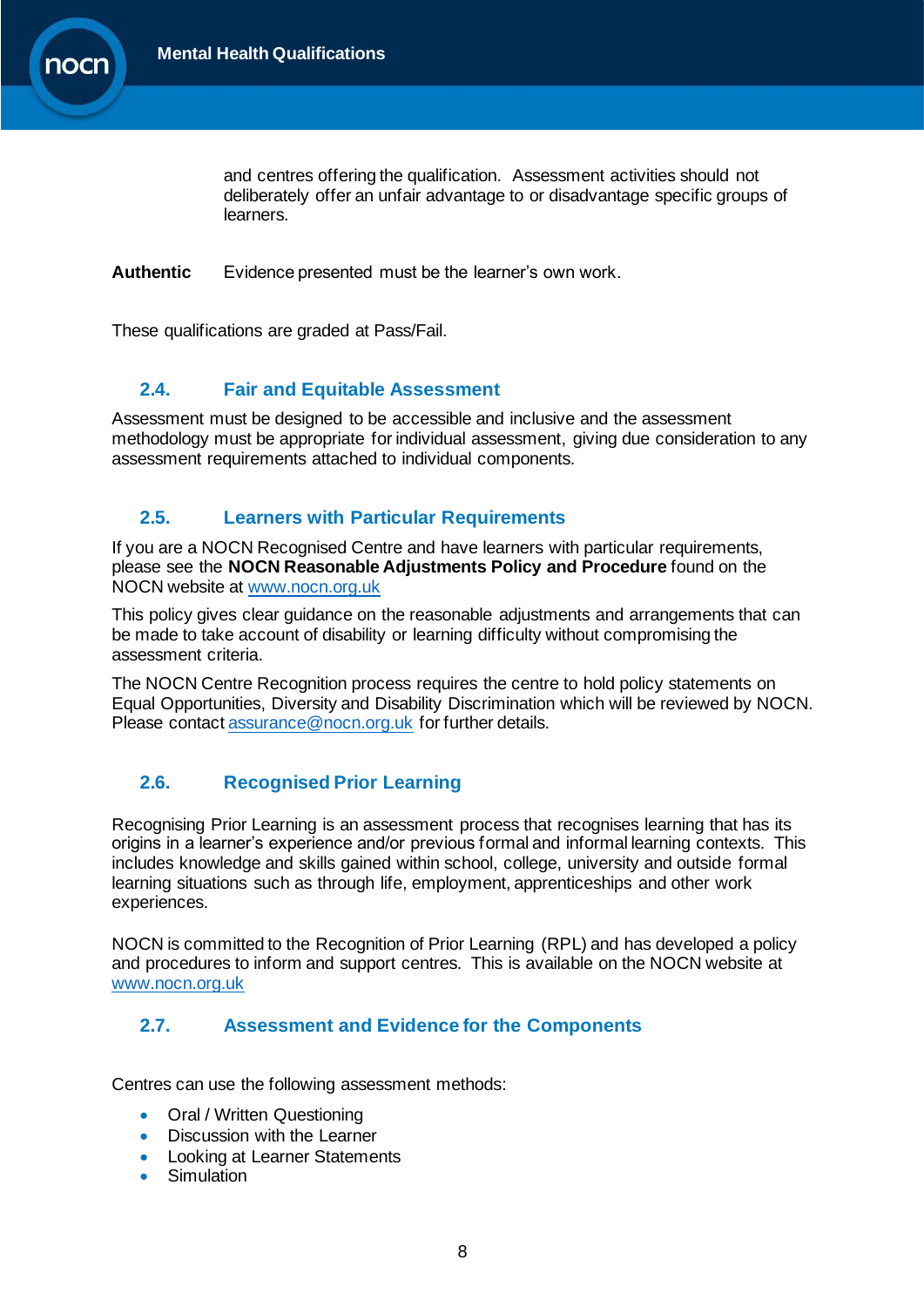and centres offering the qualification. Assessment activities should not deliberately offer an unfair advantage to or disadvantage specific groups of learners.

**Authentic** Evidence presented must be the learner's own work.

These qualifications are graded at Pass/Fail.

## 2.4. Fair and Equitable Assessment

Assessment must be designed to be accessible and inclusive and the assessment methodology must be appropriate for individual assessment, giving due consideration to any assessment requirements attached to individual components.

## 2.5. Learners with Particular Requirements

If you are a NOCN Recognised Centre and have learners with particular requirements, please see the **NOCN Reasonable Adjustments Policy and Procedure** found on the NOCN website at www.nocn.org.uk

This policy gives clear guidance on the reasonable adjustments and arrangements that can be made to take account of disability or learning difficulty without compromising the assessment criteria.

The NOCN Centre Recognition process requires the centre to hold policy statements on Equal Opportunities, Diversity and Disability Discrimination which will be reviewed by NOCN. Please contact assurance@nocn.org.uk for further details.

## 2.6. Recognised Prior Learning

Recognising Prior Learning is an assessment process that recognises learning that has its origins in a learner's experience and/or previous formal and informal learning contexts. This includes knowledge and skills gained within school, college, university and outside formal learning situations such as through life, employment, apprenticeships and other work experiences.

NOCN is committed to the Recognition of Prior Learning (RPL) and has developed a policy and procedures to inform and support centres. This is available on the NOCN website at www.nocn.org.uk

## 2.7. Assessment and Evidence for the Components

Centres can use the following assessment methods:

- Oral / Written Questioning
- Discussion with the Learner
- Looking at Learner Statements
- Simulation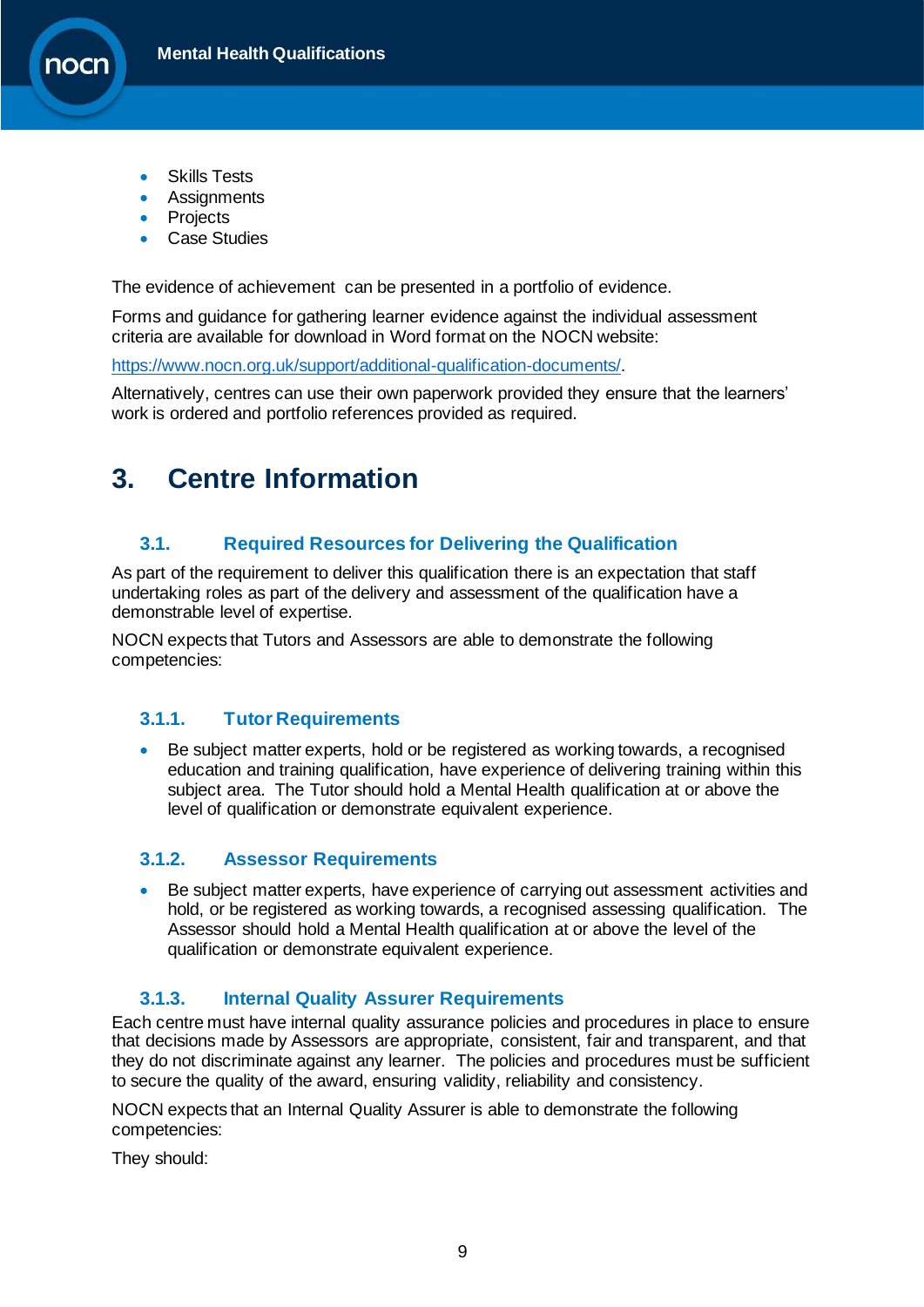- Skills Tests
- Assignments
- Projects
- Case Studies

The evidence of achievement can be presented in a portfolio of evidence.

Forms and guidance for gathering learner evidence against the individual assessment criteria are available for download in Word format on the NOCN website:

https://www.nocn.org.uk/support/additional-qualification-documents/.

Alternatively, centres can use their own paperwork provided they ensure that the learners' work is ordered and portfolio references provided as required.

# 3. Centre Information

## 3.1. Required Resources for Delivering the Qualification

As part of the requirement to deliver this qualification there is an expectation that staff undertaking roles as part of the delivery and assessment of the qualification have a demonstrable level of expertise.

NOCN expects that Tutors and Assessors are able to demonstrate the following competencies:

### 3.1.1. Tutor Requirements

- Be subject matter experts, hold or be registered as working towards, a recognised education and training qualification, have experience of delivering training within this subject area. The Tutor should hold a Mental Health qualification at or above the level of qualification or demonstrate equivalent experience.

### 3.1.2. Assessor Requirements

- Be subject matter experts, have experience of carrying out assessment activities and hold, or be registered as working towards, a recognised assessing qualification. The Assessor should hold a Mental Health qualification at or above the level of the qualification or demonstrate equivalent experience.

### 3.1.3. Internal Quality Assurer Requirements

Each centre must have internal quality assurance policies and procedures in place to ensure that decisions made by Assessors are appropriate, consistent, fair and transparent, and that they do not discriminate against any learner. The policies and procedures must be sufficient to secure the quality of the award, ensuring validity, reliability and consistency.

NOCN expects that an Internal Quality Assurer is able to demonstrate the following competencies:

They should: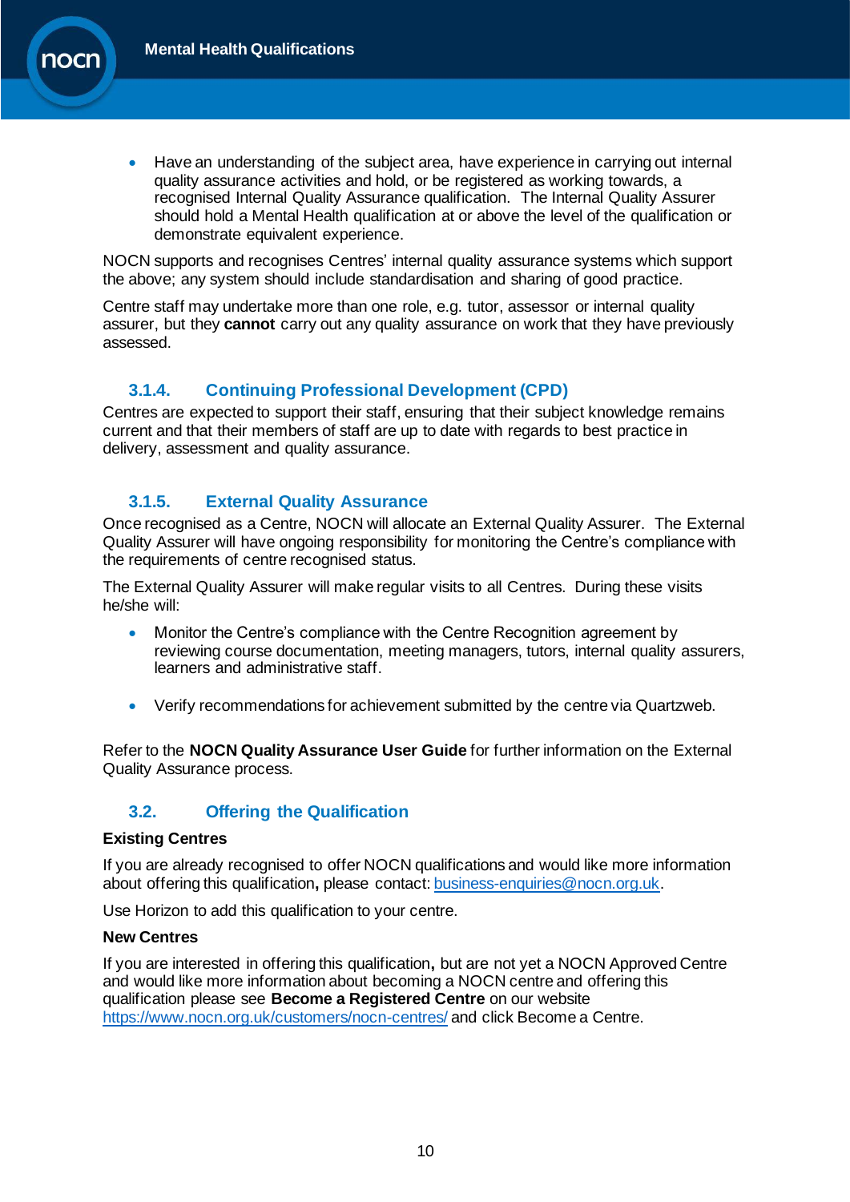- Have an understanding of the subject area, have experience in carrying out internal quality assurance activities and hold, or be registered as working towards, a recognised Internal Quality Assurance qualification. The Internal Quality Assurer should hold a Mental Health qualification at or above the level of the qualification or demonstrate equivalent experience.

NOCN supports and recognises Centres' internal quality assurance systems which support the above; any system should include standardisation and sharing of good practice.

Centre staff may undertake more than one role, e.g. tutor, assessor or internal quality assurer, but they **cannot** carry out any quality assurance on work that they have previously assessed.

### 3.1.4. Continuing Professional Development (CPD)

Centres are expected to support their staff, ensuring that their subject knowledge remains current and that their members of staff are up to date with regards to best practice in delivery, assessment and quality assurance.

### 3.1.5. External Quality Assurance

Once recognised as a Centre, NOCN will allocate an External Quality Assurer. The External Quality Assurer will have ongoing responsibility for monitoring the Centre's compliance with the requirements of centre recognised status.

The External Quality Assurer will make regular visits to all Centres. During these visits he/she will:

- Monitor the Centre's compliance with the Centre Recognition agreement by reviewing course documentation, meeting managers, tutors, internal quality assurers, learners and administrative staff.
- Verify recommendations for achievement submitted by the centre via Quartzweb.

Refer to the **NOCN Quality Assurance User Guide** for further information on the External Quality Assurance process.

## 3.2. Offering the Qualification

**Existing Centres**

If you are already recognised to offer NOCN qualifications and would like more information about offering this qualification**,** please contact: business-enquiries@nocn.org.uk.

Use Horizon to add this qualification to your centre.

**New Centres**

If you are interested in offering this qualification**,** but are not yet a NOCN Approved Centre and would like more information about becoming a NOCN centre and offering this qualification please see **Become a Registered Centre** on our website https://www.nocn.org.uk/customers/nocn-centres/ and click Become a Centre.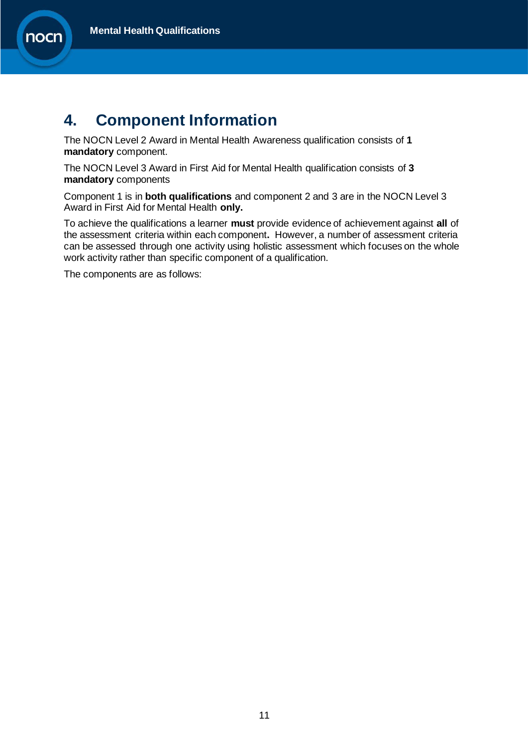# 4. Component Information

The NOCN Level 2 Award in Mental Health Awareness qualification consists of **1 mandatory** component.

The NOCN Level 3 Award in First Aid for Mental Health qualification consists of **3 mandatory** components

Component 1 is in **both qualifications** and component 2 and 3 are in the NOCN Level 3 Award in First Aid for Mental Health **only.**

To achieve the qualifications a learner **must** provide evidence of achievement against **all** of the assessment criteria within each component**.** However, a number of assessment criteria can be assessed through one activity using holistic assessment which focuses on the whole work activity rather than specific component of a qualification.

The components are as follows: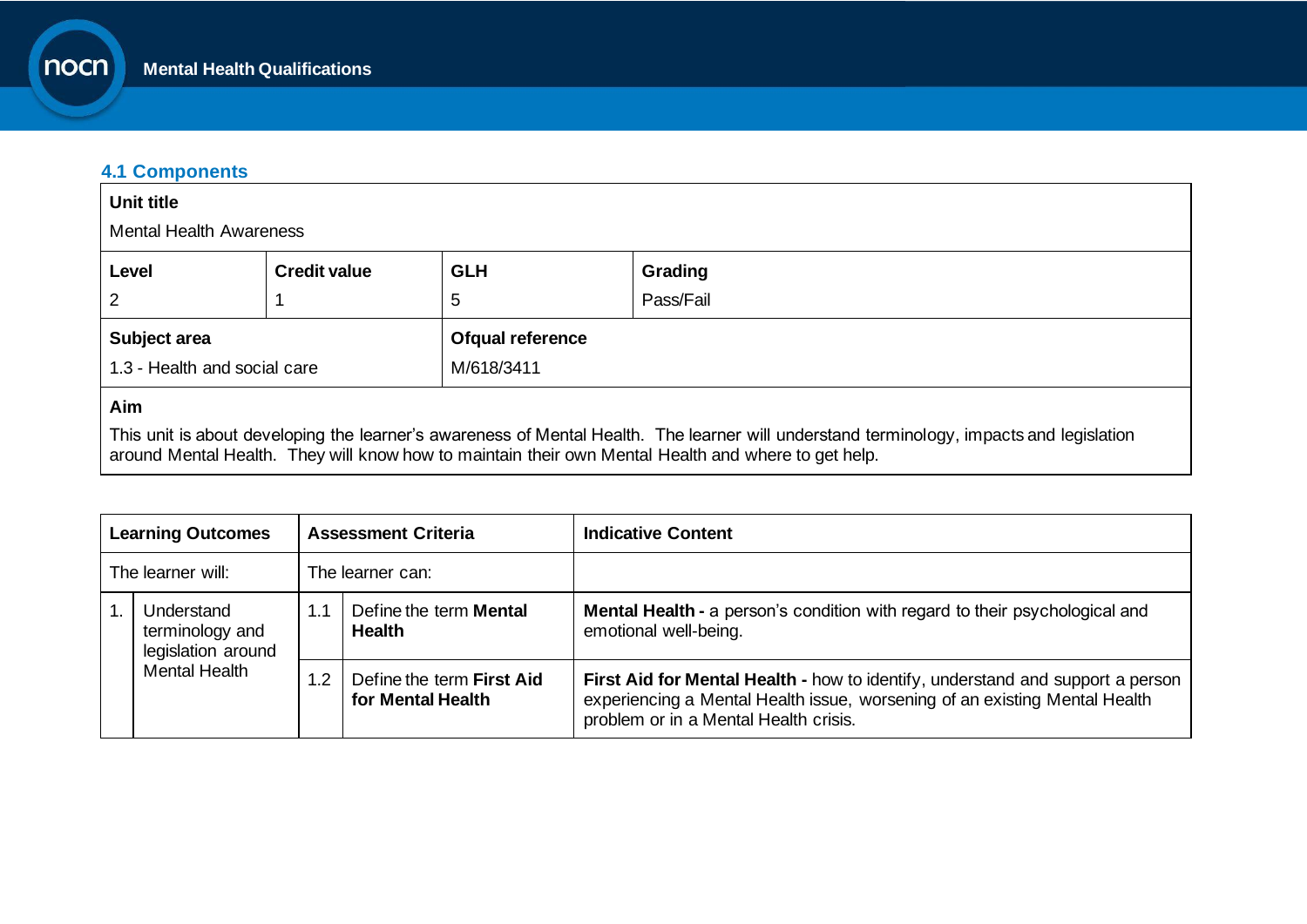### 4.1 Components

| **Unit title** | | | |
|---|---|---|---|
| Mental Health Awareness | | | |
| **Level** | **Credit value** | **GLH** | **Grading** |
| 2 | 1 | 5 | Pass/Fail |
| **Subject area** | | **Ofqual reference** | |
| 1.3 - Health and social care | | M/618/3411 | |
| **Aim** | | | |
| This unit is about developing the learner's awareness of Mental Health. The learner will understand terminology, impacts and legislation around Mental Health. They will know how to maintain their own Mental Health and where to get help. | | | |

| **Learning Outcomes** | | **Assessment Criteria** | | **Indicative Content** |
|---|---|---|---|---|
| The learner will: | | The learner can: | | |
| 1. | Understand terminology and legislation around Mental Health | 1.1 | Define the term **Mental Health** | **Mental Health -** a person's condition with regard to their psychological and emotional well-being. |
| | | 1.2 | Define the term **First Aid for Mental Health** | **First Aid for Mental Health -** how to identify, understand and support a person experiencing a Mental Health issue, worsening of an existing Mental Health problem or in a Mental Health crisis. |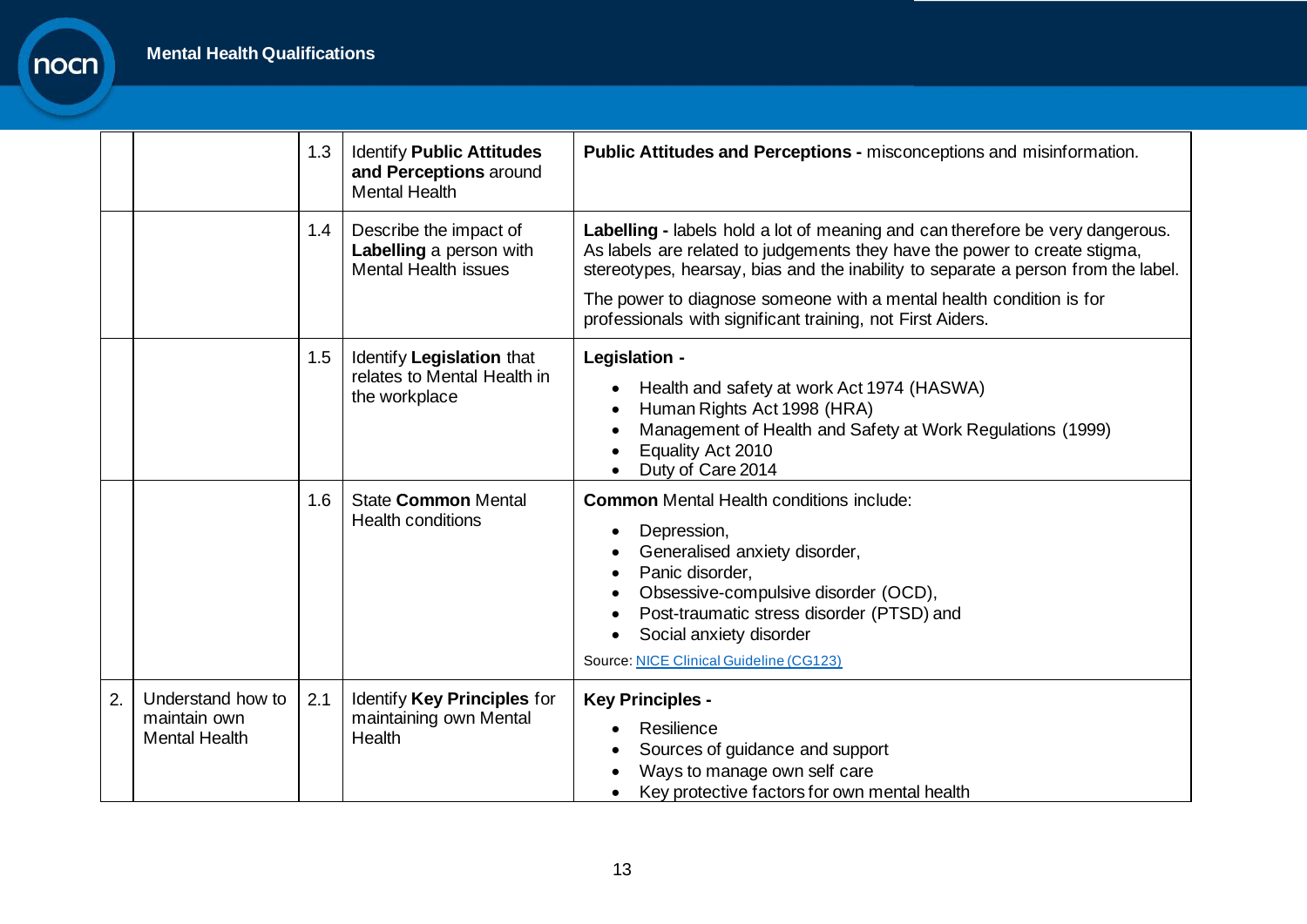| | | | | |
|---|---|---|---|---|
| | | 1.3 | Identify **Public Attitudes and Perceptions** around Mental Health | **Public Attitudes and Perceptions -** misconceptions and misinformation. |
| | | 1.4 | Describe the impact of **Labelling** a person with Mental Health issues | **Labelling -** labels hold a lot of meaning and can therefore be very dangerous. As labels are related to judgements they have the power to create stigma, stereotypes, hearsay, bias and the inability to separate a person from the label.<br><br>The power to diagnose someone with a mental health condition is for professionals with significant training, not First Aiders. |
| | | 1.5 | Identify **Legislation** that relates to Mental Health in the workplace | **Legislation -**<br>• Health and safety at work Act 1974 (HASWA)<br>• Human Rights Act 1998 (HRA)<br>• Management of Health and Safety at Work Regulations (1999)<br>• Equality Act 2010<br>• Duty of Care 2014 |
| | | 1.6 | State **Common** Mental Health conditions | **Common** Mental Health conditions include:<br>• Depression,<br>• Generalised anxiety disorder,<br>• Panic disorder,<br>• Obsessive-compulsive disorder (OCD),<br>• Post-traumatic stress disorder (PTSD) and<br>• Social anxiety disorder<br><br>Source: NICE Clinical Guideline (CG123) |
| 2. | Understand how to maintain own Mental Health | 2.1 | Identify **Key Principles** for maintaining own Mental Health | **Key Principles -**<br>• Resilience<br>• Sources of guidance and support<br>• Ways to manage own self care<br>• Key protective factors for own mental health |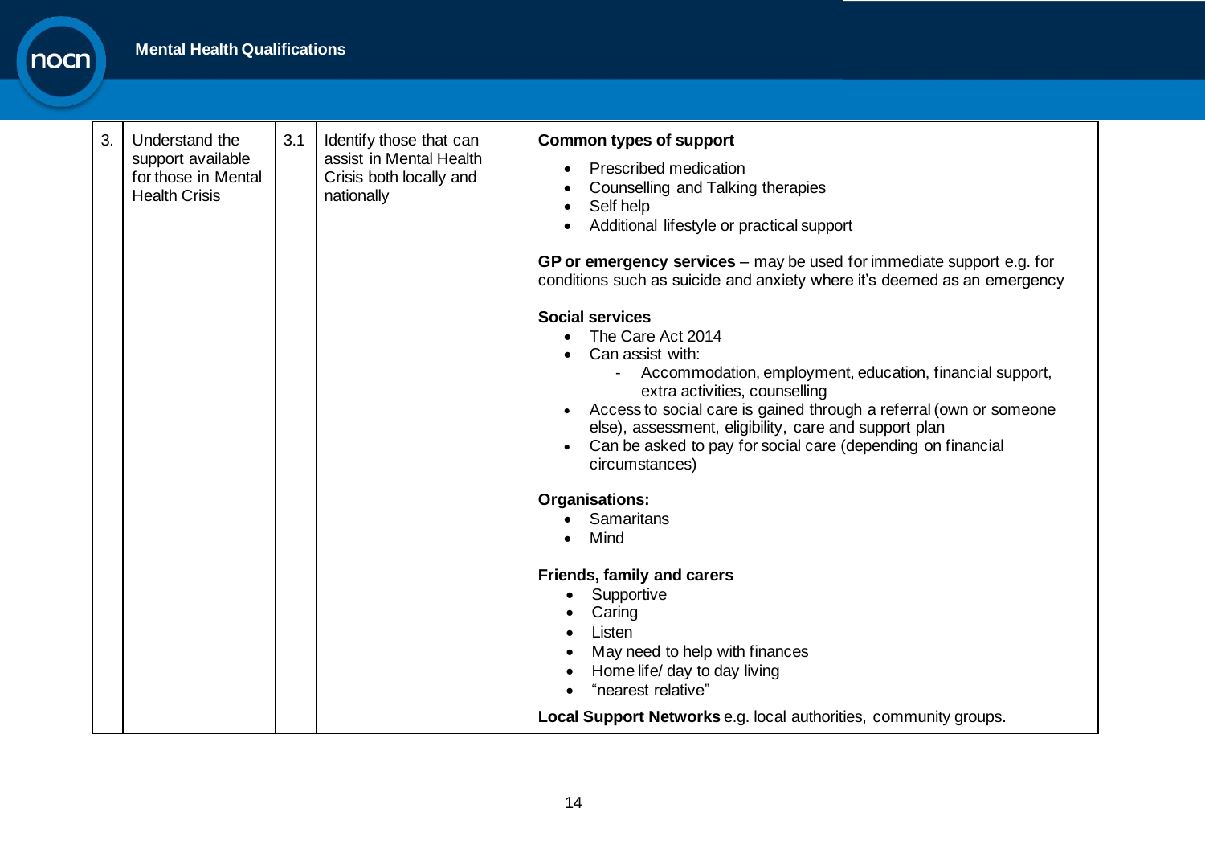| | | | | |
|---|---|---|---|---|
| 3. | Understand the support available for those in Mental Health Crisis | 3.1 | Identify those that can assist in Mental Health Crisis both locally and nationally | **Common types of support**<br>• Prescribed medication<br>• Counselling and Talking therapies<br>• Self help<br>• Additional lifestyle or practical support<br><br>**GP or emergency services** – may be used for immediate support e.g. for conditions such as suicide and anxiety where it's deemed as an emergency<br><br>**Social services**<br>• The Care Act 2014<br>• Can assist with:<br>  - Accommodation, employment, education, financial support, extra activities, counselling<br>• Access to social care is gained through a referral (own or someone else), assessment, eligibility, care and support plan<br>• Can be asked to pay for social care (depending on financial circumstances)<br><br>**Organisations:**<br>• Samaritans<br>• Mind<br><br>**Friends, family and carers**<br>• Supportive<br>• Caring<br>• Listen<br>• May need to help with finances<br>• Home life/ day to day living<br>• "nearest relative"<br><br>**Local Support Networks** e.g. local authorities, community groups. |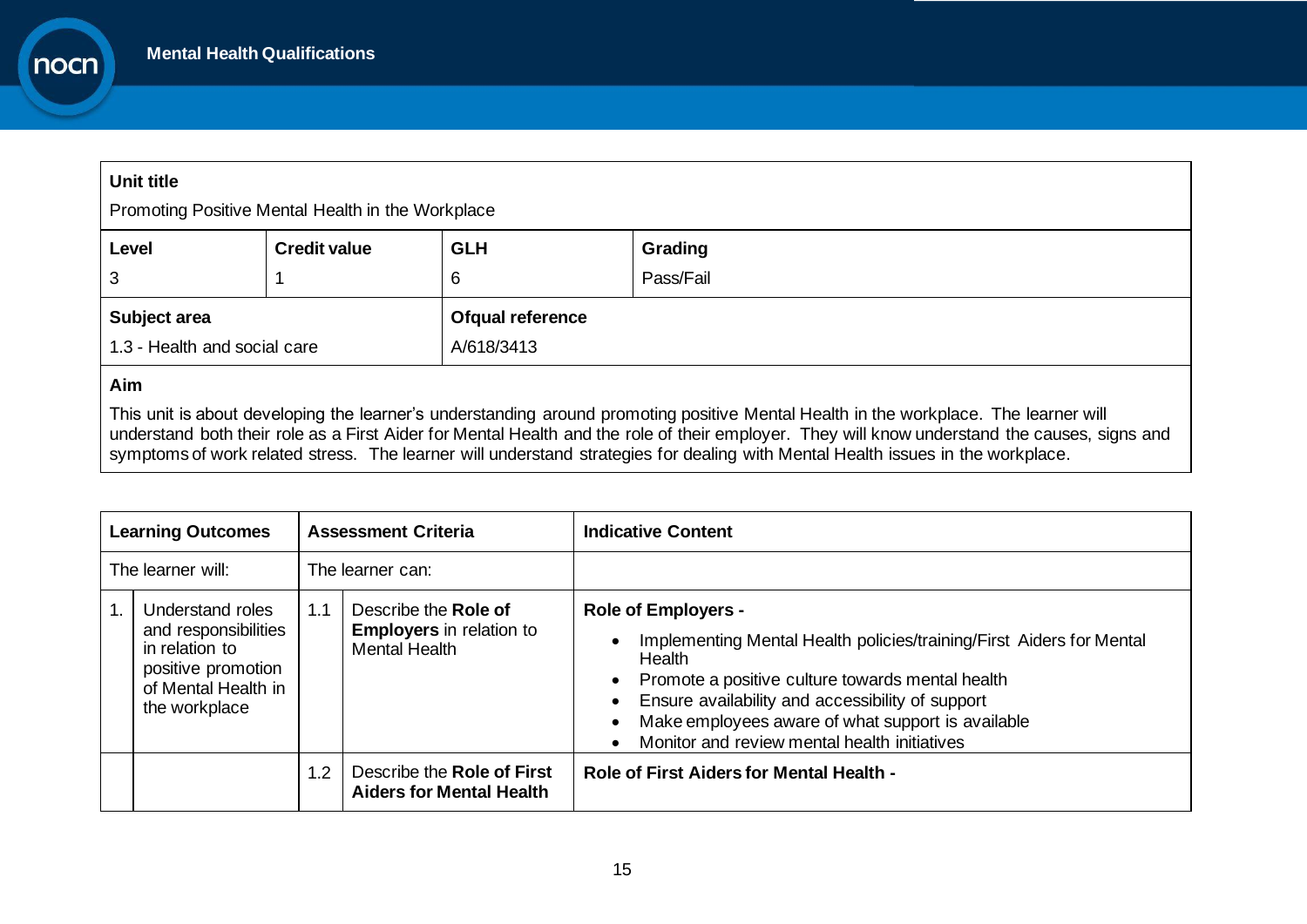| **Unit title** | | | |
|---|---|---|---|
| Promoting Positive Mental Health in the Workplace | | | |
| **Level** | **Credit value** | **GLH** | **Grading** |
| 3 | 1 | 6 | Pass/Fail |
| **Subject area** | | **Ofqual reference** | |
| 1.3 - Health and social care | | A/618/3413 | |

**Aim**

This unit is about developing the learner's understanding around promoting positive Mental Health in the workplace. The learner will understand both their role as a First Aider for Mental Health and the role of their employer. They will know understand the causes, signs and symptoms of work related stress. The learner will understand strategies for dealing with Mental Health issues in the workplace.

| **Learning Outcomes** | | **Assessment Criteria** | | **Indicative Content** |
|---|---|---|---|---|
| The learner will: | | The learner can: | | |
| 1. | Understand roles and responsibilities in relation to positive promotion of Mental Health in the workplace | 1.1 | Describe the **Role of Employers** in relation to Mental Health | **Role of Employers -**<br>• Implementing Mental Health policies/training/First Aiders for Mental Health<br>• Promote a positive culture towards mental health<br>• Ensure availability and accessibility of support<br>• Make employees aware of what support is available<br>• Monitor and review mental health initiatives |
| | | 1.2 | Describe the **Role of First Aiders for Mental Health** | **Role of First Aiders for Mental Health -** |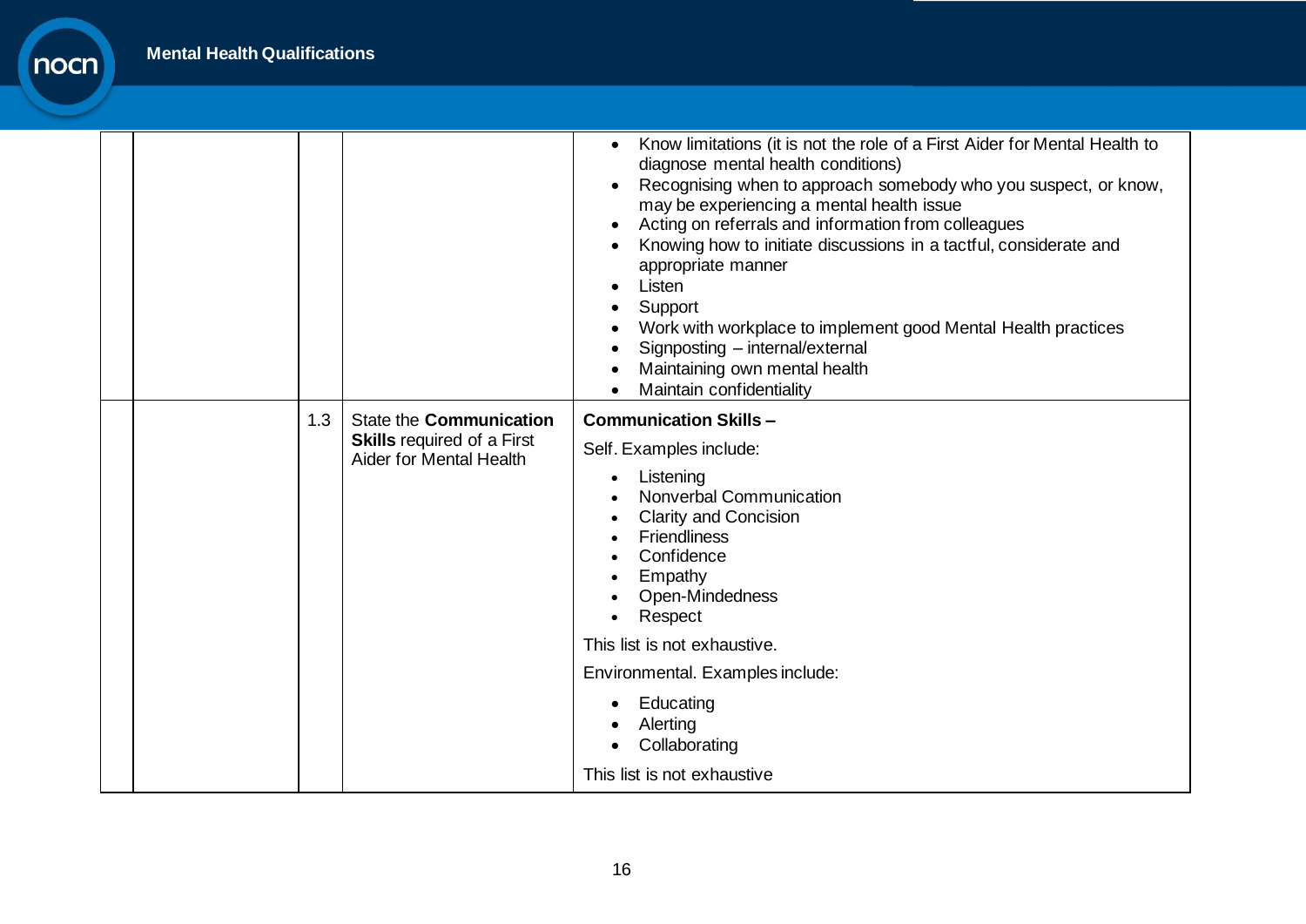| | | | |
|---|---|---|---|
| | | | • Know limitations (it is not the role of a First Aider for Mental Health to diagnose mental health conditions)<br>• Recognising when to approach somebody who you suspect, or know, may be experiencing a mental health issue<br>• Acting on referrals and information from colleagues<br>• Knowing how to initiate discussions in a tactful, considerate and appropriate manner<br>• Listen<br>• Support<br>• Work with workplace to implement good Mental Health practices<br>• Signposting – internal/external<br>• Maintaining own mental health<br>• Maintain confidentiality |
| | 1.3 | State the **Communication Skills** required of a First Aider for Mental Health | **Communication Skills –**<br>Self. Examples include:<br>• Listening<br>• Nonverbal Communication<br>• Clarity and Concision<br>• Friendliness<br>• Confidence<br>• Empathy<br>• Open-Mindedness<br>• Respect<br>This list is not exhaustive.<br>Environmental. Examples include:<br>• Educating<br>• Alerting<br>• Collaborating<br>This list is not exhaustive |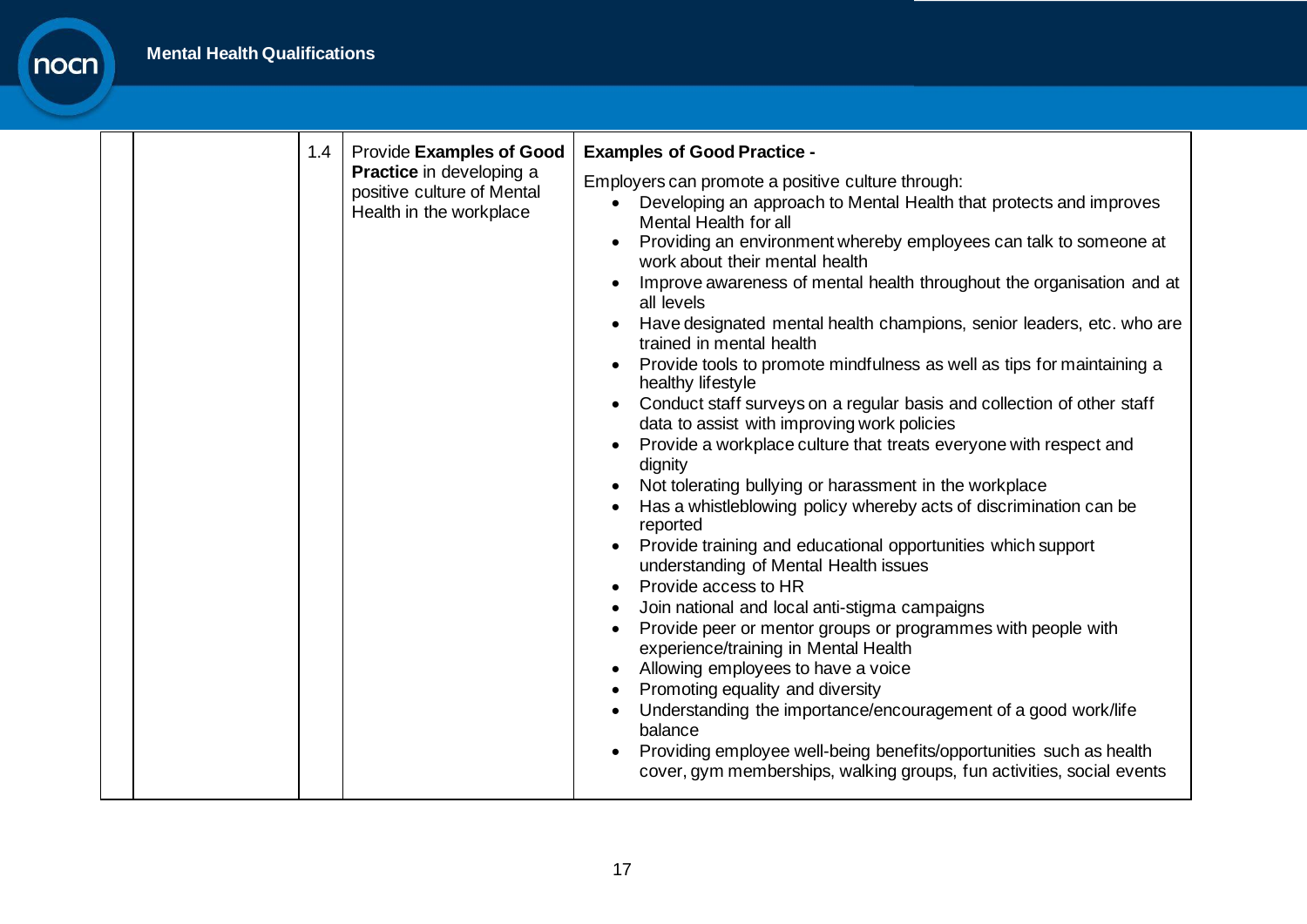| | | | | |
|---|---|---|---|---|
| | | 1.4 | Provide **Examples of Good Practice** in developing a positive culture of Mental Health in the workplace | **Examples of Good Practice -**<br><br>Employers can promote a positive culture through:<br>• Developing an approach to Mental Health that protects and improves Mental Health for all<br>• Providing an environment whereby employees can talk to someone at work about their mental health<br>• Improve awareness of mental health throughout the organisation and at all levels<br>• Have designated mental health champions, senior leaders, etc. who are trained in mental health<br>• Provide tools to promote mindfulness as well as tips for maintaining a healthy lifestyle<br>• Conduct staff surveys on a regular basis and collection of other staff data to assist with improving work policies<br>• Provide a workplace culture that treats everyone with respect and dignity<br>• Not tolerating bullying or harassment in the workplace<br>• Has a whistleblowing policy whereby acts of discrimination can be reported<br>• Provide training and educational opportunities which support understanding of Mental Health issues<br>• Provide access to HR<br>• Join national and local anti-stigma campaigns<br>• Provide peer or mentor groups or programmes with people with experience/training in Mental Health<br>• Allowing employees to have a voice<br>• Promoting equality and diversity<br>• Understanding the importance/encouragement of a good work/life balance<br>• Providing employee well-being benefits/opportunities such as health cover, gym memberships, walking groups, fun activities, social events |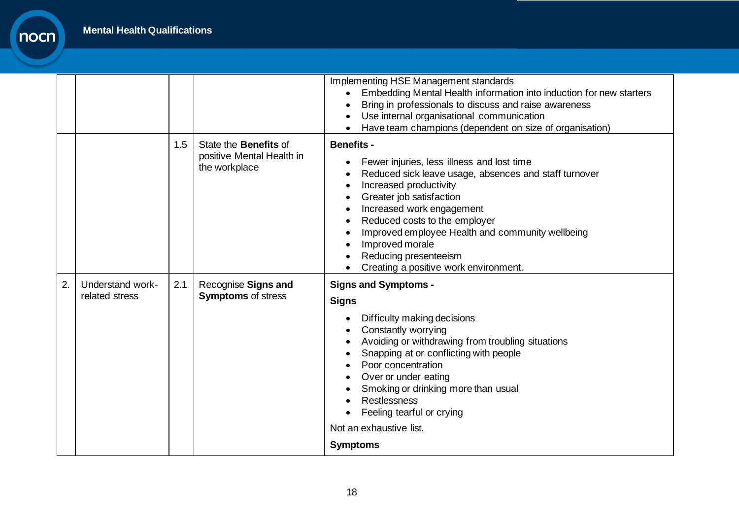| | | | | |
|---|---|---|---|---|
| | | | | Implementing HSE Management standards<br>• Embedding Mental Health information into induction for new starters<br>• Bring in professionals to discuss and raise awareness<br>• Use internal organisational communication<br>• Have team champions (dependent on size of organisation) |
| | | 1.5 | State the **Benefits** of positive Mental Health in the workplace | **Benefits -**<br>• Fewer injuries, less illness and lost time<br>• Reduced sick leave usage, absences and staff turnover<br>• Increased productivity<br>• Greater job satisfaction<br>• Increased work engagement<br>• Reduced costs to the employer<br>• Improved employee Health and community wellbeing<br>• Improved morale<br>• Reducing presenteeism<br>• Creating a positive work environment. |
| 2. | Understand work-related stress | 2.1 | Recognise **Signs and Symptoms** of stress | **Signs and Symptoms -**<br>**Signs**<br>• Difficulty making decisions<br>• Constantly worrying<br>• Avoiding or withdrawing from troubling situations<br>• Snapping at or conflicting with people<br>• Poor concentration<br>• Over or under eating<br>• Smoking or drinking more than usual<br>• Restlessness<br>• Feeling tearful or crying<br>Not an exhaustive list.<br>**Symptoms** |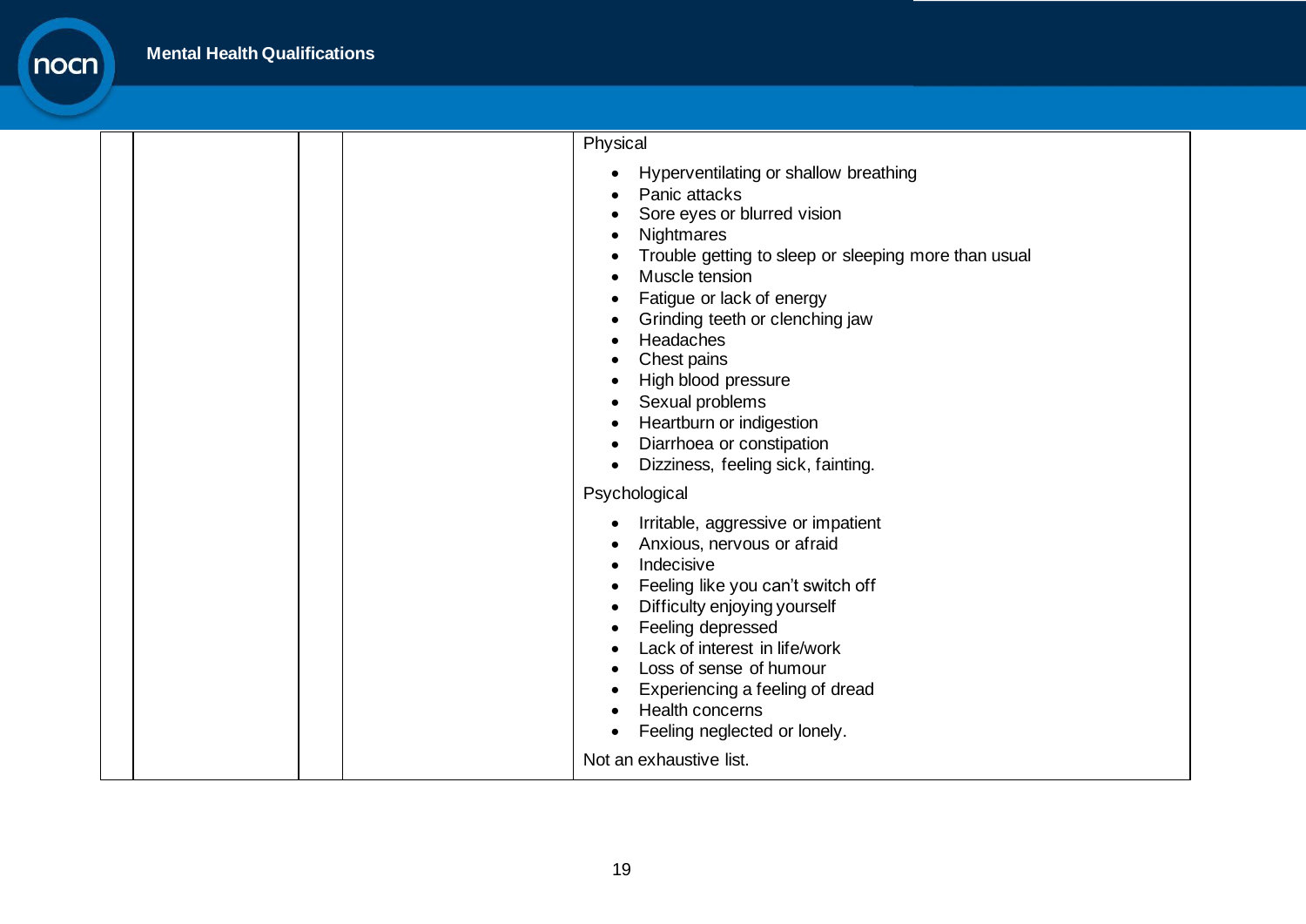| | | | | Physical<br><br>• Hyperventilating or shallow breathing<br>• Panic attacks<br>• Sore eyes or blurred vision<br>• Nightmares<br>• Trouble getting to sleep or sleeping more than usual<br>• Muscle tension<br>• Fatigue or lack of energy<br>• Grinding teeth or clenching jaw<br>• Headaches<br>• Chest pains<br>• High blood pressure<br>• Sexual problems<br>• Heartburn or indigestion<br>• Diarrhoea or constipation<br>• Dizziness, feeling sick, fainting.<br><br>Psychological<br><br>• Irritable, aggressive or impatient<br>• Anxious, nervous or afraid<br>• Indecisive<br>• Feeling like you can't switch off<br>• Difficulty enjoying yourself<br>• Feeling depressed<br>• Lack of interest in life/work<br>• Loss of sense of humour<br>• Experiencing a feeling of dread<br>• Health concerns<br>• Feeling neglected or lonely.<br><br>Not an exhaustive list. |
|---|---|---|---|---|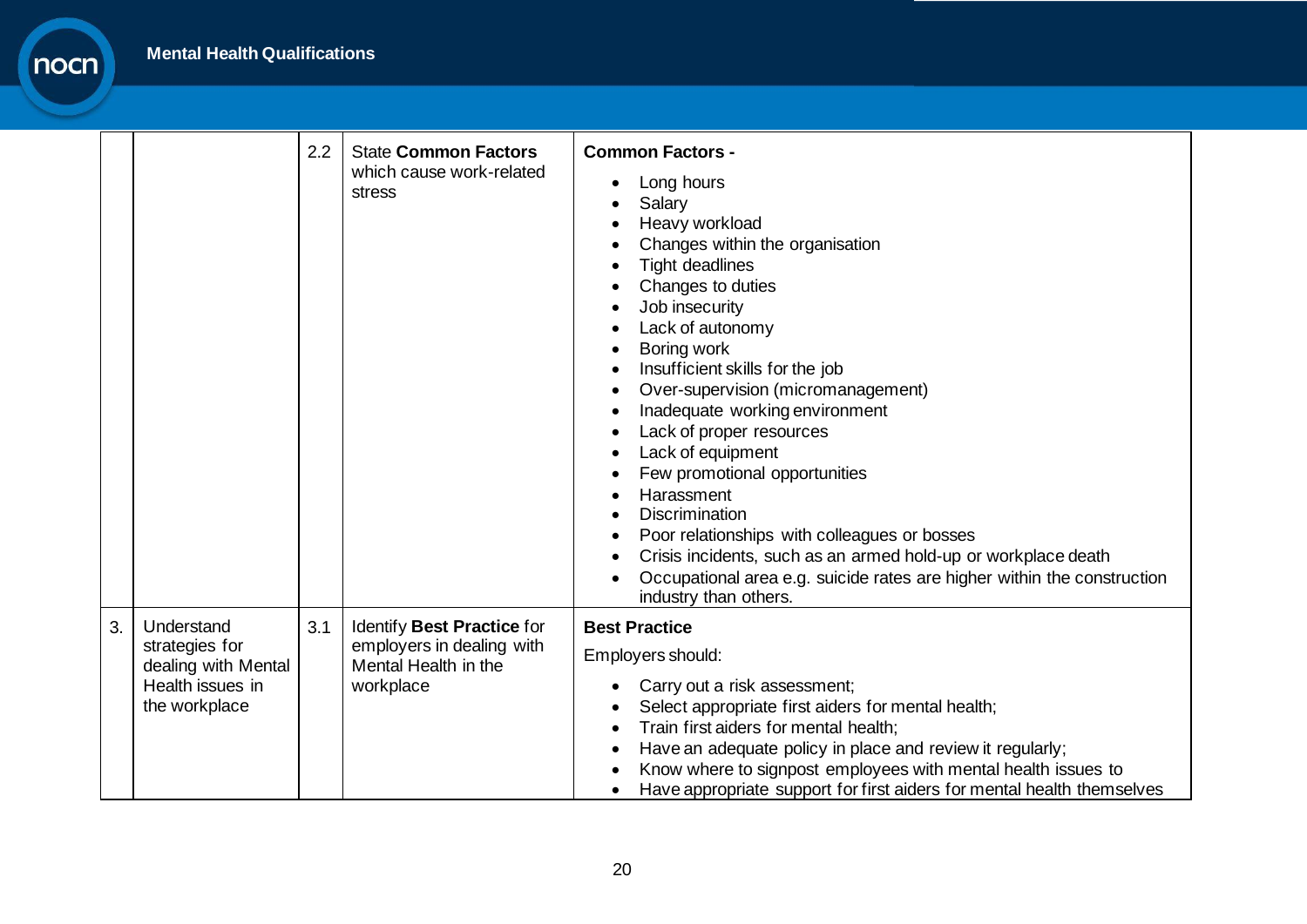| | | | | |
|---|---|---|---|---|
| | | 2.2 | State **Common Factors** which cause work-related stress | **Common Factors -**<br>• Long hours<br>• Salary<br>• Heavy workload<br>• Changes within the organisation<br>• Tight deadlines<br>• Changes to duties<br>• Job insecurity<br>• Lack of autonomy<br>• Boring work<br>• Insufficient skills for the job<br>• Over-supervision (micromanagement)<br>• Inadequate working environment<br>• Lack of proper resources<br>• Lack of equipment<br>• Few promotional opportunities<br>• Harassment<br>• Discrimination<br>• Poor relationships with colleagues or bosses<br>• Crisis incidents, such as an armed hold-up or workplace death<br>• Occupational area e.g. suicide rates are higher within the construction industry than others. |
| 3. | Understand strategies for dealing with Mental Health issues in the workplace | 3.1 | Identify **Best Practice** for employers in dealing with Mental Health in the workplace | **Best Practice**<br>Employers should:<br>• Carry out a risk assessment;<br>• Select appropriate first aiders for mental health;<br>• Train first aiders for mental health;<br>• Have an adequate policy in place and review it regularly;<br>• Know where to signpost employees with mental health issues to<br>• Have appropriate support for first aiders for mental health themselves |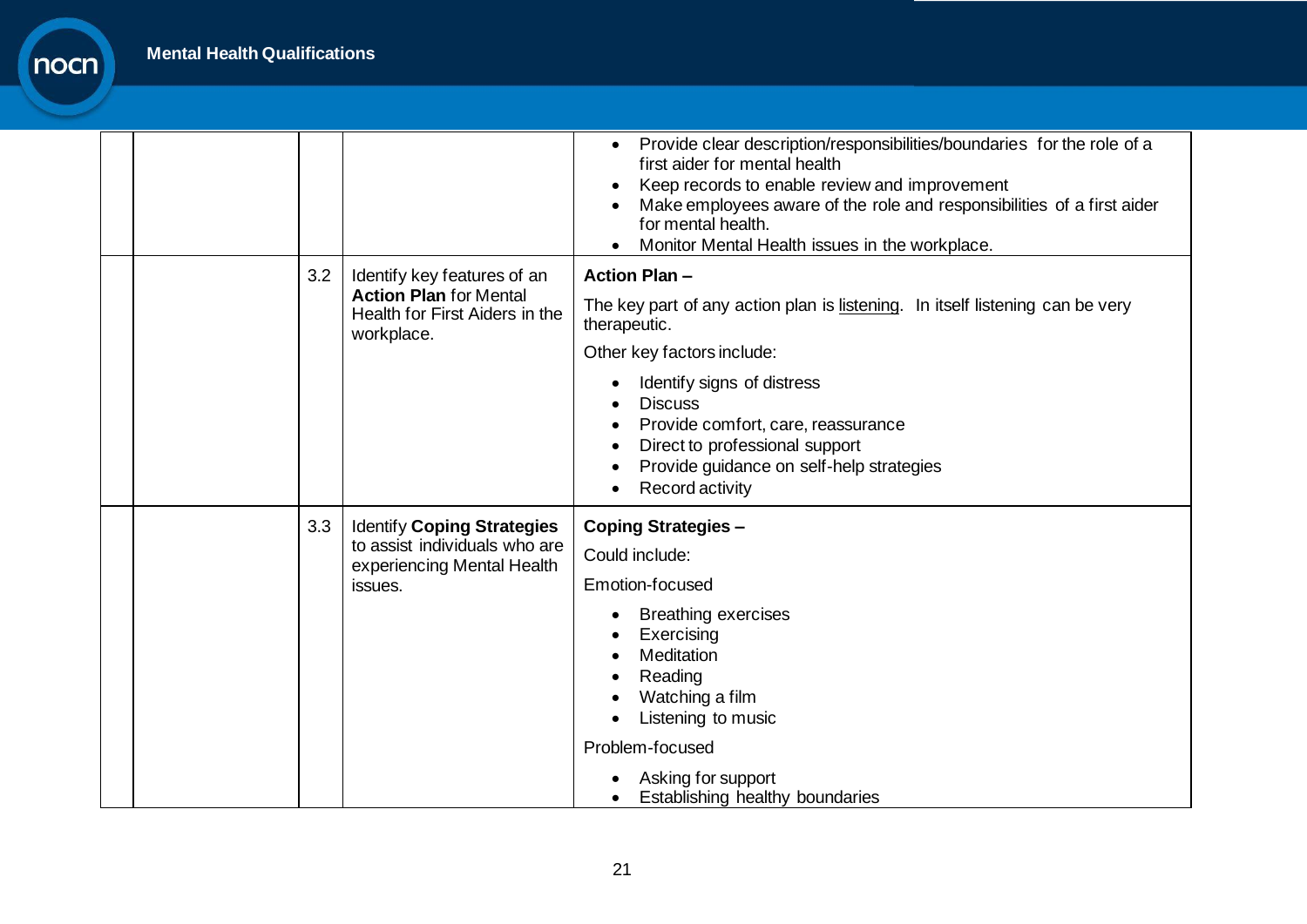| | | | |
|---|---|---|---|
| | | | • Provide clear description/responsibilities/boundaries for the role of a first aider for mental health<br>• Keep records to enable review and improvement<br>• Make employees aware of the role and responsibilities of a first aider for mental health.<br>• Monitor Mental Health issues in the workplace. |
| | 3.2 | Identify key features of an **Action Plan** for Mental Health for First Aiders in the workplace. | **Action Plan –**<br>The key part of any action plan is listening. In itself listening can be very therapeutic.<br>Other key factors include:<br>• Identify signs of distress<br>• Discuss<br>• Provide comfort, care, reassurance<br>• Direct to professional support<br>• Provide guidance on self-help strategies<br>• Record activity |
| | 3.3 | Identify **Coping Strategies** to assist individuals who are experiencing Mental Health issues. | **Coping Strategies –**<br>Could include:<br>Emotion-focused<br>• Breathing exercises<br>• Exercising<br>• Meditation<br>• Reading<br>• Watching a film<br>• Listening to music<br>Problem-focused<br>• Asking for support<br>• Establishing healthy boundaries |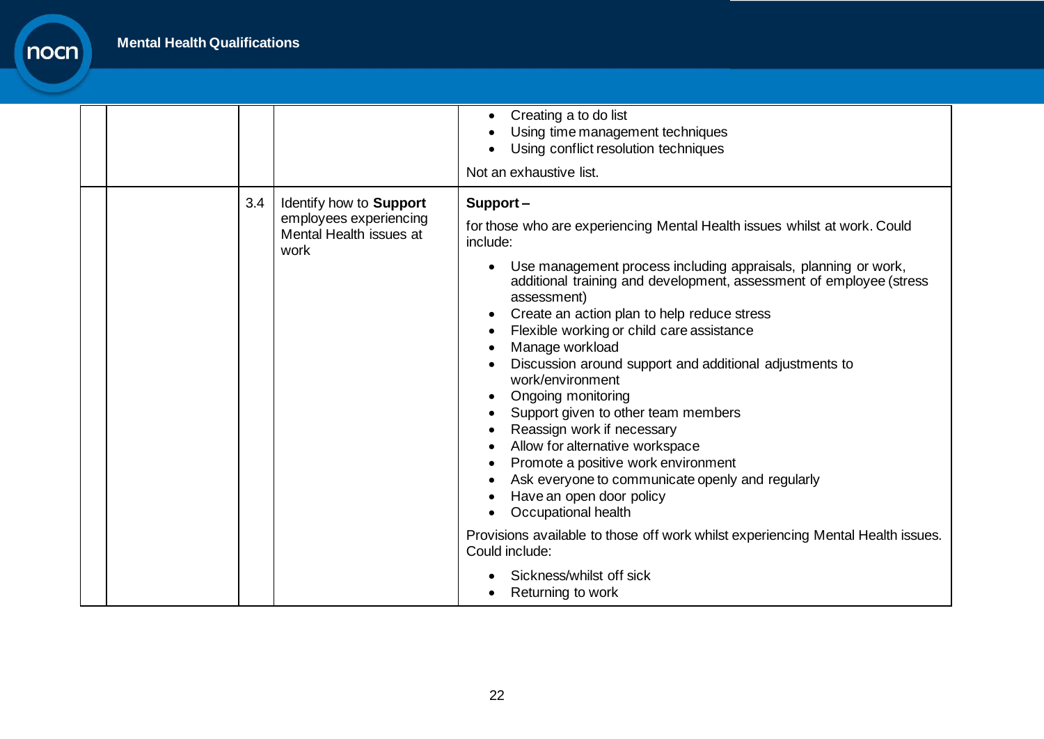| | | | |
|---|---|---|---|
| | | | • Creating a to do list<br>• Using time management techniques<br>• Using conflict resolution techniques<br><br>Not an exhaustive list. |
| | 3.4 | Identify how to **Support** employees experiencing Mental Health issues at work | **Support –**<br><br>for those who are experiencing Mental Health issues whilst at work. Could include:<br><br>• Use management process including appraisals, planning or work, additional training and development, assessment of employee (stress assessment)<br>• Create an action plan to help reduce stress<br>• Flexible working or child care assistance<br>• Manage workload<br>• Discussion around support and additional adjustments to work/environment<br>• Ongoing monitoring<br>• Support given to other team members<br>• Reassign work if necessary<br>• Allow for alternative workspace<br>• Promote a positive work environment<br>• Ask everyone to communicate openly and regularly<br>• Have an open door policy<br>• Occupational health<br><br>Provisions available to those off work whilst experiencing Mental Health issues. Could include:<br><br>• Sickness/whilst off sick<br>• Returning to work |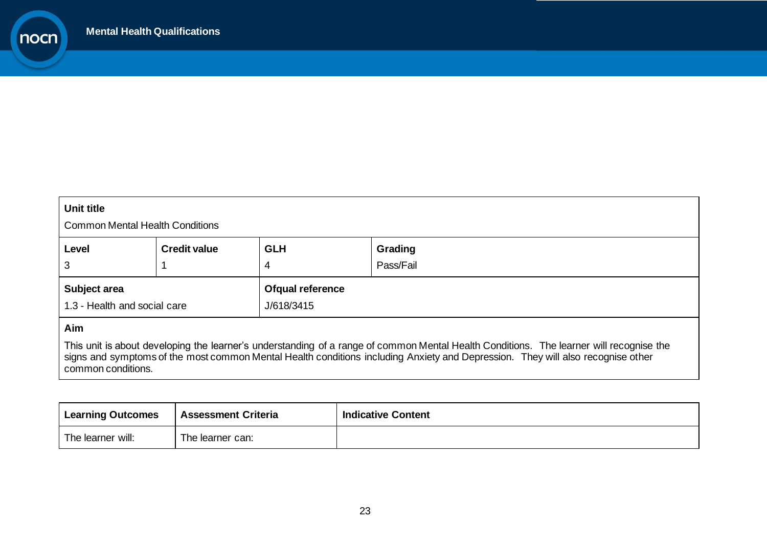| **Unit title** | | | |
|---|---|---|---|
| Common Mental Health Conditions | | | |
| **Level** | **Credit value** | **GLH** | **Grading** |
| 3 | 1 | 4 | Pass/Fail |
| **Subject area** | | **Ofqual reference** | |
| 1.3 - Health and social care | | J/618/3415 | |
| **Aim** | | | |
| This unit is about developing the learner's understanding of a range of common Mental Health Conditions. The learner will recognise the signs and symptoms of the most common Mental Health conditions including Anxiety and Depression. They will also recognise other common conditions. | | | |

| **Learning Outcomes** | **Assessment Criteria** | **Indicative Content** |
|---|---|---|
| The learner will: | The learner can: | |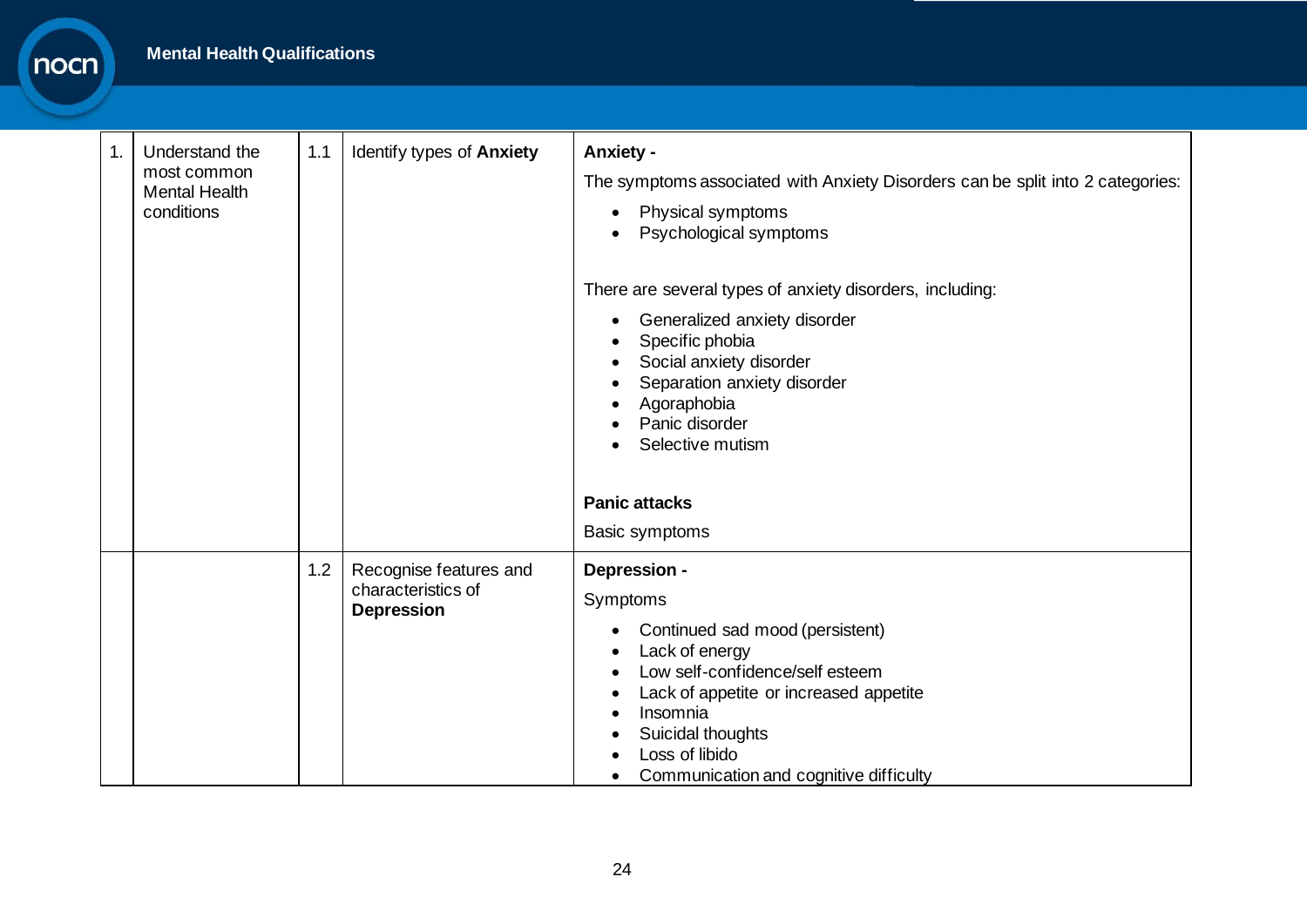| | | | | |
|---|---|---|---|---|
| 1. | Understand the most common Mental Health conditions | 1.1 | Identify types of **Anxiety** | **Anxiety -**<br>The symptoms associated with Anxiety Disorders can be split into 2 categories:<br>• Physical symptoms<br>• Psychological symptoms<br><br>There are several types of anxiety disorders, including:<br>• Generalized anxiety disorder<br>• Specific phobia<br>• Social anxiety disorder<br>• Separation anxiety disorder<br>• Agoraphobia<br>• Panic disorder<br>• Selective mutism<br><br>**Panic attacks**<br>Basic symptoms |
| | | 1.2 | Recognise features and characteristics of **Depression** | **Depression -**<br>Symptoms<br>• Continued sad mood (persistent)<br>• Lack of energy<br>• Low self-confidence/self esteem<br>• Lack of appetite or increased appetite<br>• Insomnia<br>• Suicidal thoughts<br>• Loss of libido<br>• Communication and cognitive difficulty |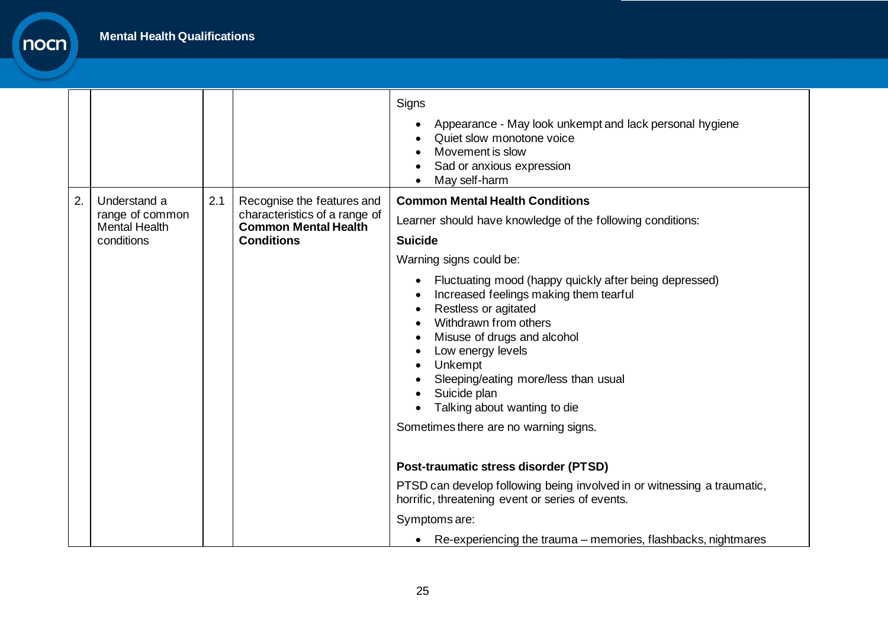| | | | | |
|---|---|---|---|---|
| | | | | Signs<br>• Appearance - May look unkempt and lack personal hygiene<br>• Quiet slow monotone voice<br>• Movement is slow<br>• Sad or anxious expression<br>• May self-harm |
| 2. | Understand a range of common Mental Health conditions | 2.1 | Recognise the features and characteristics of a range of **Common Mental Health Conditions** | **Common Mental Health Conditions**<br>Learner should have knowledge of the following conditions:<br>**Suicide**<br>Warning signs could be:<br>• Fluctuating mood (happy quickly after being depressed)<br>• Increased feelings making them tearful<br>• Restless or agitated<br>• Withdrawn from others<br>• Misuse of drugs and alcohol<br>• Low energy levels<br>• Unkempt<br>• Sleeping/eating more/less than usual<br>• Suicide plan<br>• Talking about wanting to die<br>Sometimes there are no warning signs.<br><br>**Post-traumatic stress disorder (PTSD)**<br>PTSD can develop following being involved in or witnessing a traumatic, horrific, threatening event or series of events.<br>Symptoms are:<br>• Re-experiencing the trauma – memories, flashbacks, nightmares |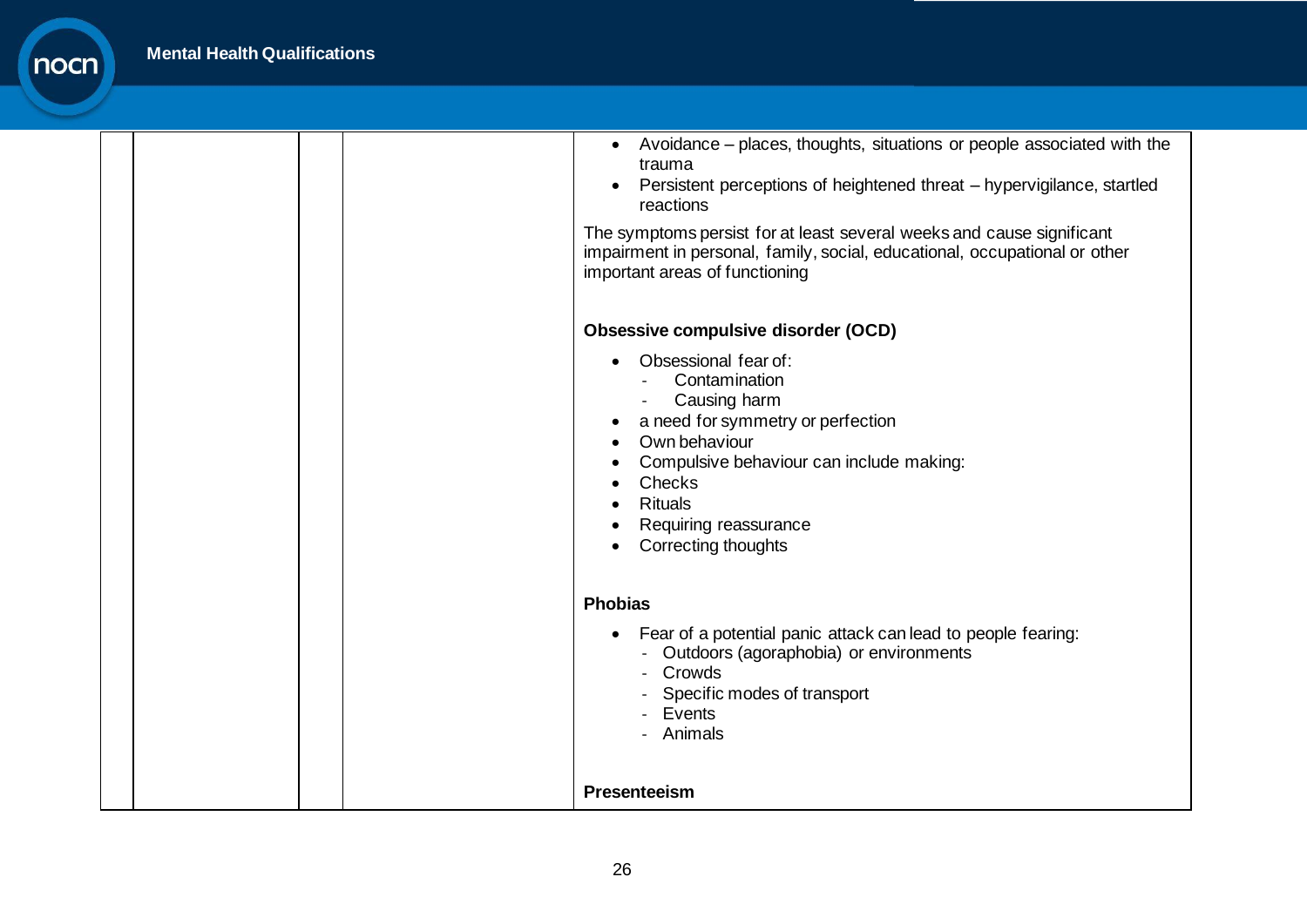| | | | |
|---|---|---|---|
| | | | • Avoidance – places, thoughts, situations or people associated with the trauma<br>• Persistent perceptions of heightened threat – hypervigilance, startled reactions<br><br>The symptoms persist for at least several weeks and cause significant impairment in personal, family, social, educational, occupational or other important areas of functioning<br><br>**Obsessive compulsive disorder (OCD)**<br><br>• Obsessional fear of:<br>  - Contamination<br>  - Causing harm<br>• a need for symmetry or perfection<br>• Own behaviour<br>• Compulsive behaviour can include making:<br>• Checks<br>• Rituals<br>• Requiring reassurance<br>• Correcting thoughts<br><br>**Phobias**<br><br>• Fear of a potential panic attack can lead to people fearing:<br>  - Outdoors (agoraphobia) or environments<br>  - Crowds<br>  - Specific modes of transport<br>  - Events<br>  - Animals<br><br>**Presenteeism** |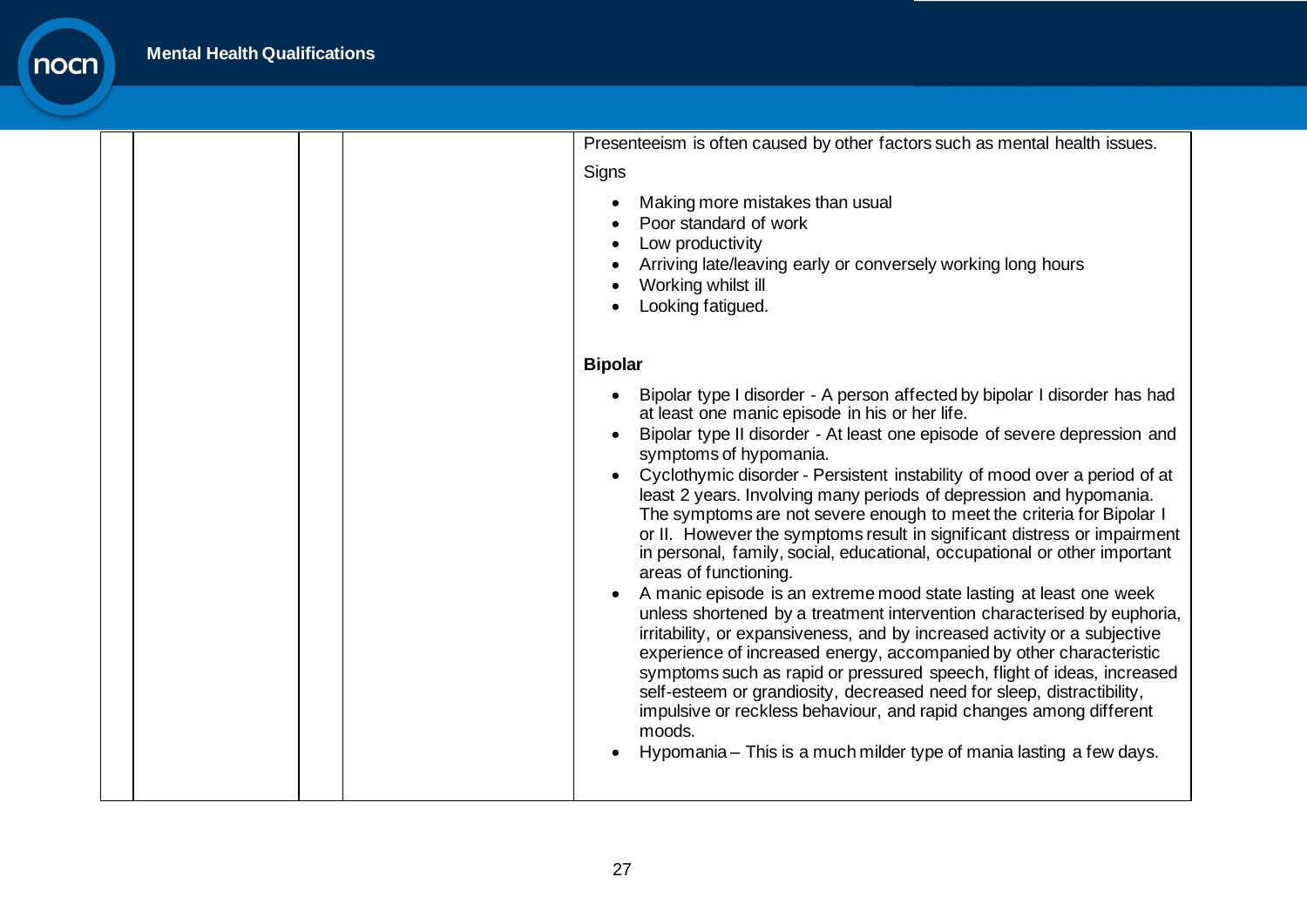| | | | |
|---|---|---|---|
| | | | Presenteeism is often caused by other factors such as mental health issues.<br><br>Signs<br><br>• Making more mistakes than usual<br>• Poor standard of work<br>• Low productivity<br>• Arriving late/leaving early or conversely working long hours<br>• Working whilst ill<br>• Looking fatigued.<br><br>**Bipolar**<br><br>• Bipolar type I disorder - A person affected by bipolar I disorder has had at least one manic episode in his or her life.<br>• Bipolar type II disorder - At least one episode of severe depression and symptoms of hypomania.<br>• Cyclothymic disorder - Persistent instability of mood over a period of at least 2 years. Involving many periods of depression and hypomania. The symptoms are not severe enough to meet the criteria for Bipolar I or II. However the symptoms result in significant distress or impairment in personal, family, social, educational, occupational or other important areas of functioning.<br>• A manic episode is an extreme mood state lasting at least one week unless shortened by a treatment intervention characterised by euphoria, irritability, or expansiveness, and by increased activity or a subjective experience of increased energy, accompanied by other characteristic symptoms such as rapid or pressured speech, flight of ideas, increased self-esteem or grandiosity, decreased need for sleep, distractibility, impulsive or reckless behaviour, and rapid changes among different moods.<br>• Hypomania – This is a much milder type of mania lasting a few days. |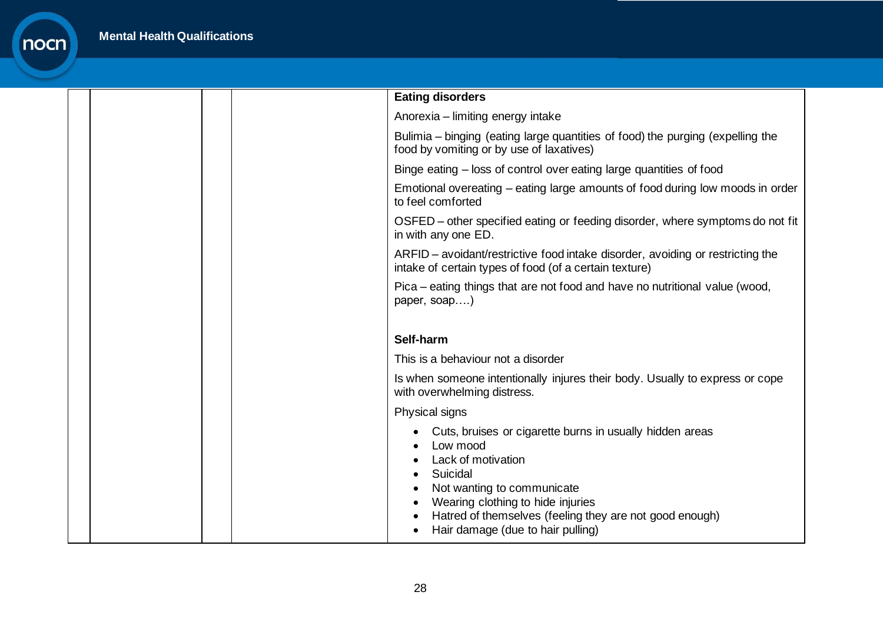| | | | |
|---|---|---|---|
| | | | **Eating disorders**<br><br>Anorexia – limiting energy intake<br><br>Bulimia – binging (eating large quantities of food) the purging (expelling the food by vomiting or by use of laxatives)<br><br>Binge eating – loss of control over eating large quantities of food<br><br>Emotional overeating – eating large amounts of food during low moods in order to feel comforted<br><br>OSFED – other specified eating or feeding disorder, where symptoms do not fit in with any one ED.<br><br>ARFID – avoidant/restrictive food intake disorder, avoiding or restricting the intake of certain types of food (of a certain texture)<br><br>Pica – eating things that are not food and have no nutritional value (wood, paper, soap….)<br><br>**Self-harm**<br><br>This is a behaviour not a disorder<br><br>Is when someone intentionally injures their body. Usually to express or cope with overwhelming distress.<br><br>Physical signs<br><br>• Cuts, bruises or cigarette burns in usually hidden areas<br>• Low mood<br>• Lack of motivation<br>• Suicidal<br>• Not wanting to communicate<br>• Wearing clothing to hide injuries<br>• Hatred of themselves (feeling they are not good enough)<br>• Hair damage (due to hair pulling) |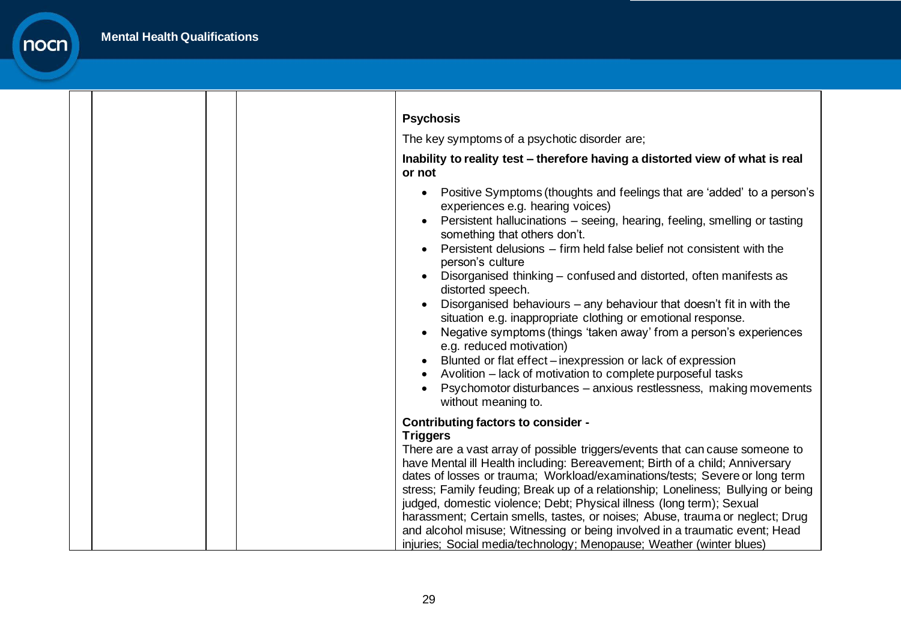| | | | |
|---|---|---|---|
| | | | **Psychosis**<br><br>The key symptoms of a psychotic disorder are;<br><br>**Inability to reality test – therefore having a distorted view of what is real or not**<br><br>• Positive Symptoms (thoughts and feelings that are 'added' to a person's experiences e.g. hearing voices)<br>• Persistent hallucinations – seeing, hearing, feeling, smelling or tasting something that others don't.<br>• Persistent delusions – firm held false belief not consistent with the person's culture<br>• Disorganised thinking – confused and distorted, often manifests as distorted speech.<br>• Disorganised behaviours – any behaviour that doesn't fit in with the situation e.g. inappropriate clothing or emotional response.<br>• Negative symptoms (things 'taken away' from a person's experiences e.g. reduced motivation)<br>• Blunted or flat effect – inexpression or lack of expression<br>• Avolition – lack of motivation to complete purposeful tasks<br>• Psychomotor disturbances – anxious restlessness, making movements without meaning to.<br><br>**Contributing factors to consider -**<br>**Triggers**<br>There are a vast array of possible triggers/events that can cause someone to have Mental ill Health including: Bereavement; Birth of a child; Anniversary dates of losses or trauma; Workload/examinations/tests; Severe or long term stress; Family feuding; Break up of a relationship; Loneliness; Bullying or being judged, domestic violence; Debt; Physical illness (long term); Sexual harassment; Certain smells, tastes, or noises; Abuse, trauma or neglect; Drug and alcohol misuse; Witnessing or being involved in a traumatic event; Head injuries; Social media/technology; Menopause; Weather (winter blues) |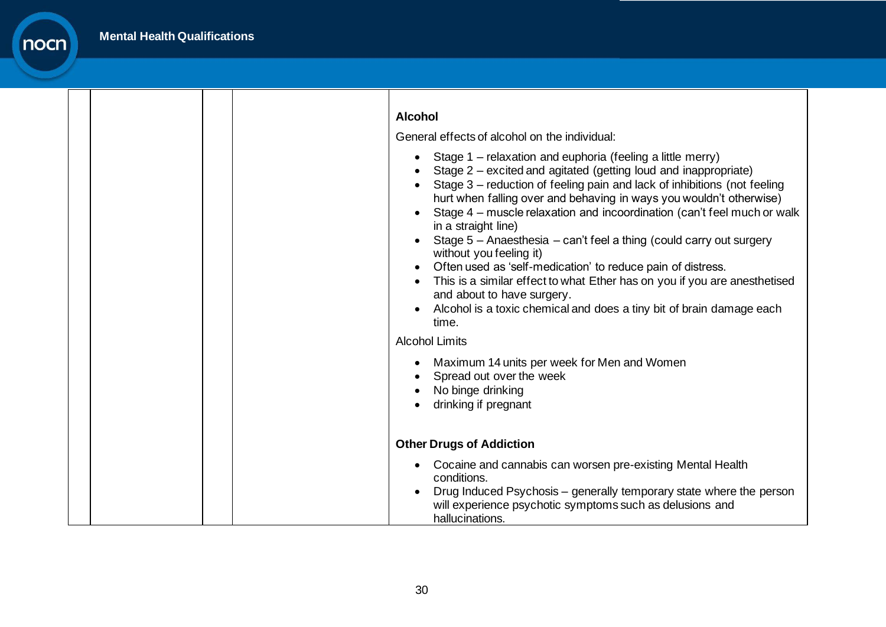| | | | |
|---|---|---|---|
| | | | **Alcohol**<br><br>General effects of alcohol on the individual:<br><br>• Stage 1 – relaxation and euphoria (feeling a little merry)<br>• Stage 2 – excited and agitated (getting loud and inappropriate)<br>• Stage 3 – reduction of feeling pain and lack of inhibitions (not feeling hurt when falling over and behaving in ways you wouldn't otherwise)<br>• Stage 4 – muscle relaxation and incoordination (can't feel much or walk in a straight line)<br>• Stage 5 – Anaesthesia – can't feel a thing (could carry out surgery without you feeling it)<br>• Often used as 'self-medication' to reduce pain of distress.<br>• This is a similar effect to what Ether has on you if you are anesthetised and about to have surgery.<br>• Alcohol is a toxic chemical and does a tiny bit of brain damage each time.<br><br>Alcohol Limits<br><br>• Maximum 14 units per week for Men and Women<br>• Spread out over the week<br>• No binge drinking<br>• drinking if pregnant<br><br>**Other Drugs of Addiction**<br><br>• Cocaine and cannabis can worsen pre-existing Mental Health conditions.<br>• Drug Induced Psychosis – generally temporary state where the person will experience psychotic symptoms such as delusions and hallucinations. |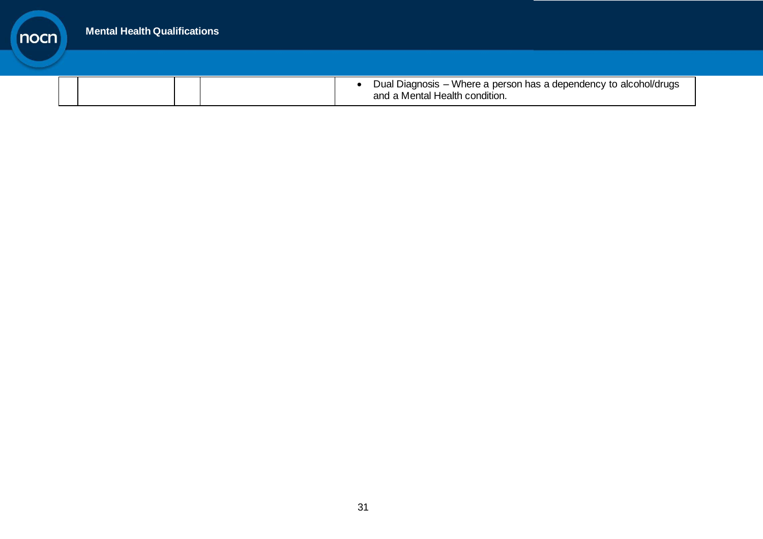| | | | | |
|---|---|---|---|---|
| | | | | • Dual Diagnosis – Where a person has a dependency to alcohol/drugs and a Mental Health condition. |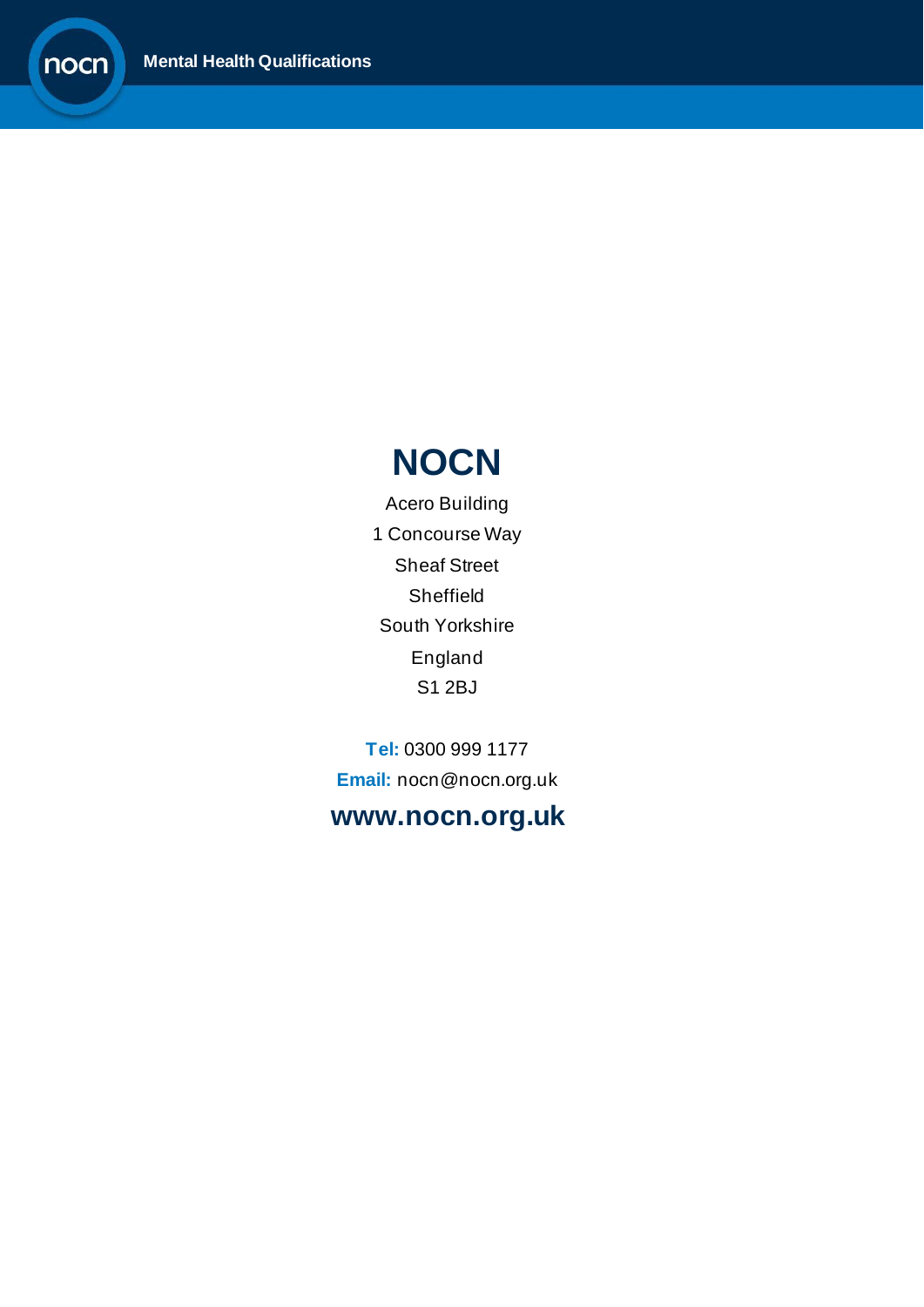# NOCN

Acero Building

1 Concourse Way

Sheaf Street

Sheffield

South Yorkshire

England

S1 2BJ

**Tel:** 0300 999 1177

**Email:** nocn@nocn.org.uk

**www.nocn.org.uk**